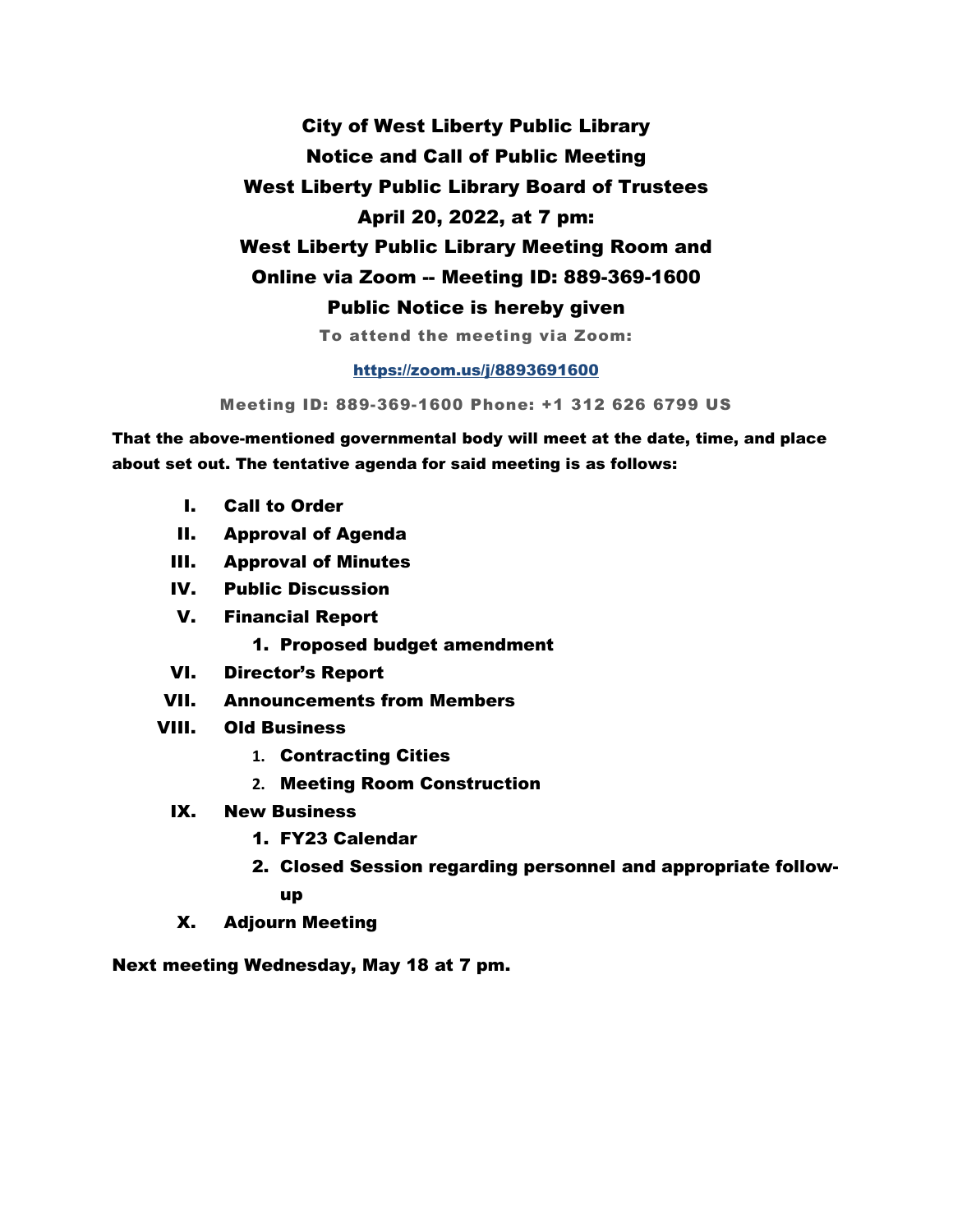# City of West Liberty Public Library

# Notice and Call of Public Meeting

# West Liberty Public Library Board of Trustees

# April 20, 2022, at 7 pm:

# West Liberty Public Library Meeting Room and

# Online via Zoom -- Meeting ID: 889-369-1600

# Public Notice is hereby given

**To attend the meeting via Zoom:**

[https://zoom.us/j/8893691600](https://zoom.us/j/8893691600)

**Meeting ID: 889-369-1600 Phone: +1 312 626 6799 US**

**That the above-mentioned governmental body will meet at the date, time, and place about set out. The tentative agenda for said meeting is as follows:**

- **I. Call to Order**
- **II. Approval of Agenda**
- **III. Approval of Minutes**
- **IV. Public Discussion**
- **V. Financial Report**
  1. **Proposed budget amendment**
- **VI. Director's Report**
- **VII. Announcements from Members**
- **VIII. Old Business**
  1. **Contracting Cities**
  2. **Meeting Room Construction**
- **IX. New Business**
  1. **FY23 Calendar**
  2. **Closed Session regarding personnel and appropriate follow-up**
- **X. Adjourn Meeting**

**Next meeting Wednesday, May 18 at 7 pm.**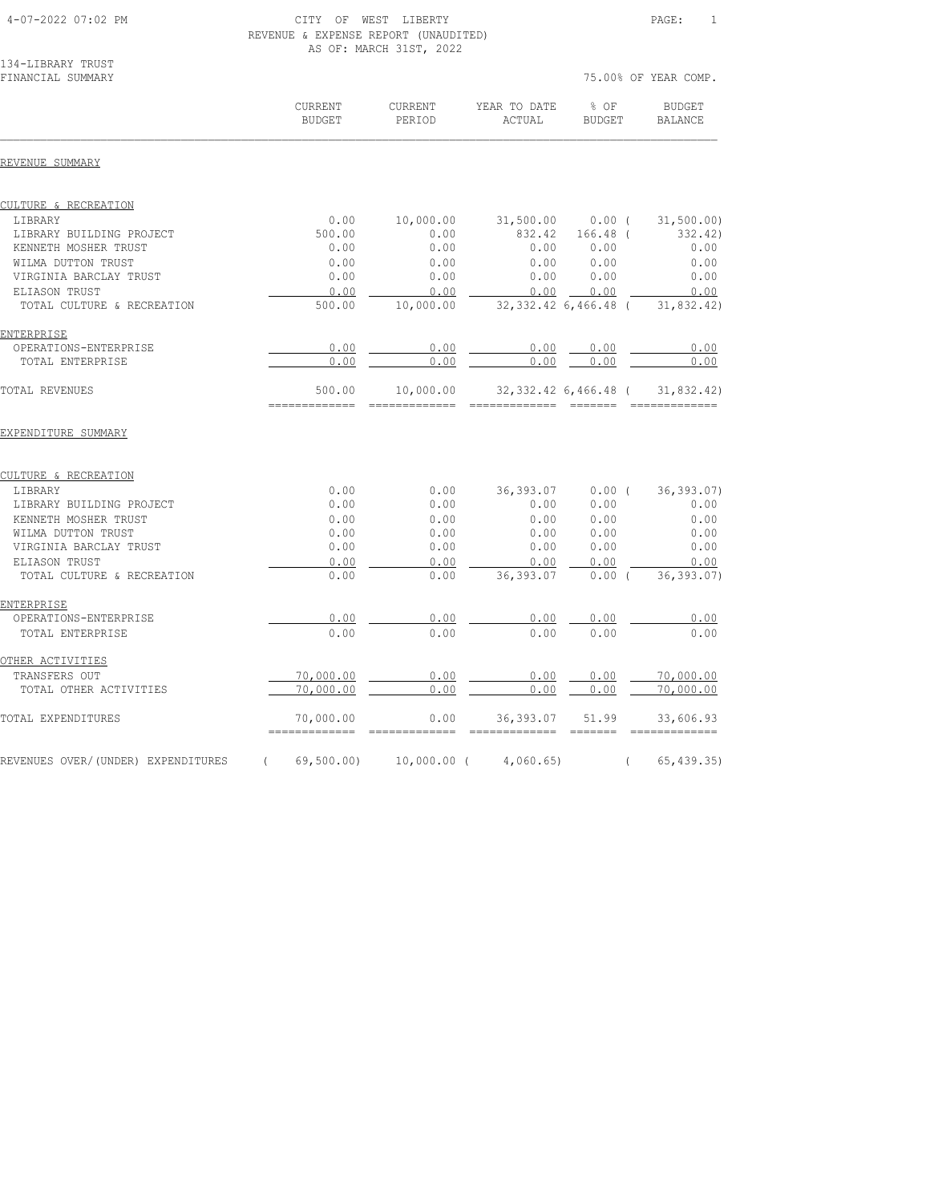CITY OF WEST LIBERTY
REVENUE & EXPENSE REPORT (UNAUDITED)
AS OF: MARCH 31ST, 2022

134-LIBRARY TRUST
FINANCIAL SUMMARY

75.00% OF YEAR COMP.

| | CURRENT BUDGET | CURRENT PERIOD | YEAR TO DATE ACTUAL | % OF BUDGET | BUDGET BALANCE |
|---|---|---|---|---|---|
| **REVENUE SUMMARY** | | | | | |
| **CULTURE & RECREATION** | | | | | |
| LIBRARY | 0.00 | 10,000.00 | 31,500.00 | 0.00 | ( 31,500.00) |
| LIBRARY BUILDING PROJECT | 500.00 | 0.00 | 832.42 | 166.48 | ( 332.42) |
| KENNETH MOSHER TRUST | 0.00 | 0.00 | 0.00 | 0.00 | 0.00 |
| WILMA DUTTON TRUST | 0.00 | 0.00 | 0.00 | 0.00 | 0.00 |
| VIRGINIA BARCLAY TRUST | 0.00 | 0.00 | 0.00 | 0.00 | 0.00 |
| ELIASON TRUST | 0.00 | 0.00 | 0.00 | 0.00 | 0.00 |
| TOTAL CULTURE & RECREATION | 500.00 | 10,000.00 | 32,332.42 | 6,466.48 | ( 31,832.42) |
| **ENTERPRISE** | | | | | |
| OPERATIONS-ENTERPRISE | 0.00 | 0.00 | 0.00 | 0.00 | 0.00 |
| TOTAL ENTERPRISE | 0.00 | 0.00 | 0.00 | 0.00 | 0.00 |
| TOTAL REVENUES | 500.00 | 10,000.00 | 32,332.42 | 6,466.48 | ( 31,832.42) |
| **EXPENDITURE SUMMARY** | | | | | |
| **CULTURE & RECREATION** | | | | | |
| LIBRARY | 0.00 | 0.00 | 36,393.07 | 0.00 | ( 36,393.07) |
| LIBRARY BUILDING PROJECT | 0.00 | 0.00 | 0.00 | 0.00 | 0.00 |
| KENNETH MOSHER TRUST | 0.00 | 0.00 | 0.00 | 0.00 | 0.00 |
| WILMA DUTTON TRUST | 0.00 | 0.00 | 0.00 | 0.00 | 0.00 |
| VIRGINIA BARCLAY TRUST | 0.00 | 0.00 | 0.00 | 0.00 | 0.00 |
| ELIASON TRUST | 0.00 | 0.00 | 0.00 | 0.00 | 0.00 |
| TOTAL CULTURE & RECREATION | 0.00 | 0.00 | 36,393.07 | 0.00 | ( 36,393.07) |
| **ENTERPRISE** | | | | | |
| OPERATIONS-ENTERPRISE | 0.00 | 0.00 | 0.00 | 0.00 | 0.00 |
| TOTAL ENTERPRISE | 0.00 | 0.00 | 0.00 | 0.00 | 0.00 |
| **OTHER ACTIVITIES** | | | | | |
| TRANSFERS OUT | 70,000.00 | 0.00 | 0.00 | 0.00 | 70,000.00 |
| TOTAL OTHER ACTIVITIES | 70,000.00 | 0.00 | 0.00 | 0.00 | 70,000.00 |
| TOTAL EXPENDITURES | 70,000.00 | 0.00 | 36,393.07 | 51.99 | 33,606.93 |
| REVENUES OVER/(UNDER) EXPENDITURES | ( 69,500.00) | 10,000.00 | ( 4,060.65) | | ( 65,439.35) |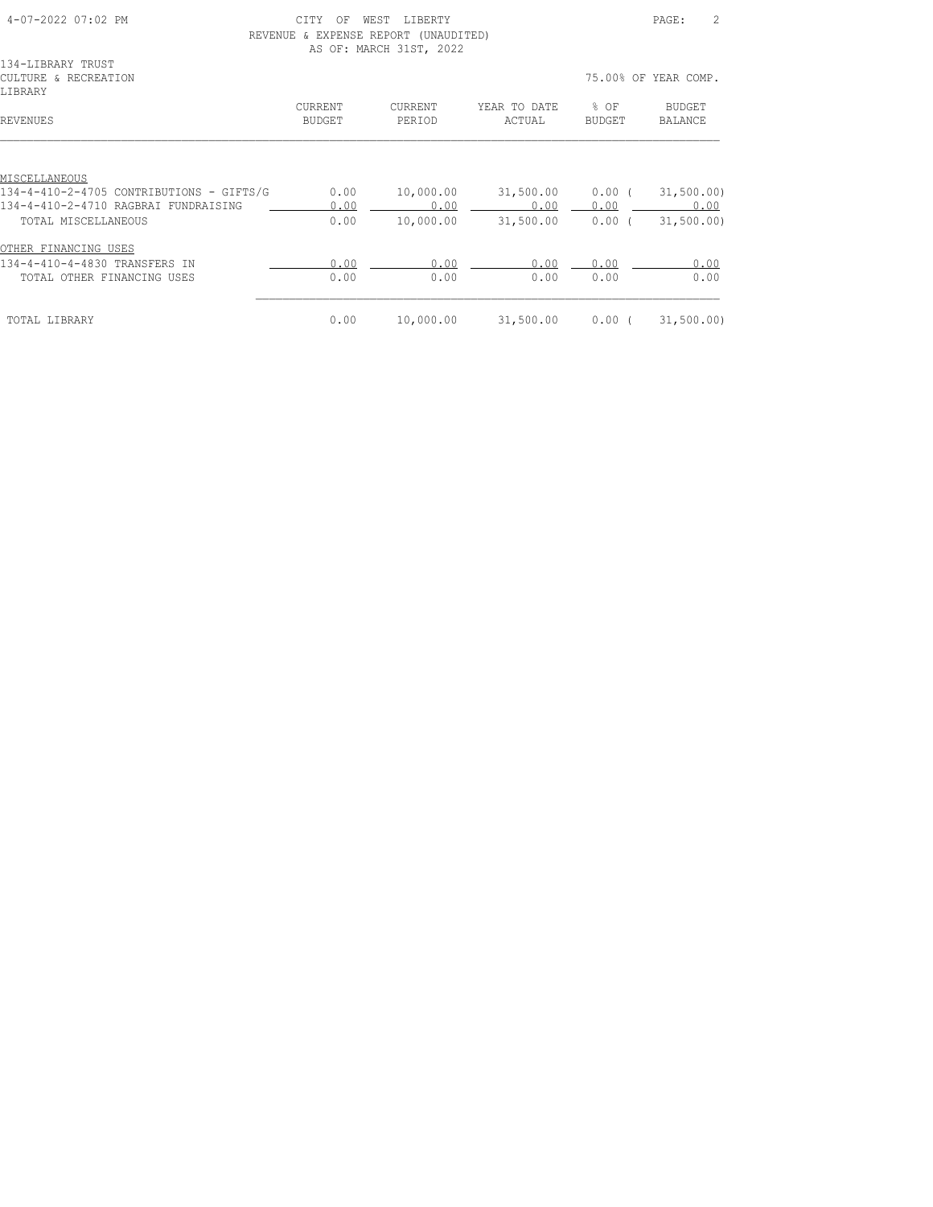CITY OF WEST LIBERTY
REVENUE & EXPENSE REPORT (UNAUDITED)
AS OF: MARCH 31ST, 2022

134-LIBRARY TRUST
CULTURE & RECREATION
LIBRARY

75.00% OF YEAR COMP.

| REVENUES | CURRENT BUDGET | CURRENT PERIOD | YEAR TO DATE ACTUAL | % OF BUDGET | BUDGET BALANCE |
|---|---|---|---|---|---|
| MISCELLANEOUS | | | | | |
| 134-4-410-2-4705 CONTRIBUTIONS - GIFTS/G | 0.00 | 10,000.00 | 31,500.00 | 0.00 | ( 31,500.00) |
| 134-4-410-2-4710 RAGBRAI FUNDRAISING | 0.00 | 0.00 | 0.00 | 0.00 | 0.00 |
| TOTAL MISCELLANEOUS | 0.00 | 10,000.00 | 31,500.00 | 0.00 | ( 31,500.00) |
| OTHER FINANCING USES | | | | | |
| 134-4-410-4-4830 TRANSFERS IN | 0.00 | 0.00 | 0.00 | 0.00 | 0.00 |
| TOTAL OTHER FINANCING USES | 0.00 | 0.00 | 0.00 | 0.00 | 0.00 |
| TOTAL LIBRARY | 0.00 | 10,000.00 | 31,500.00 | 0.00 | ( 31,500.00) |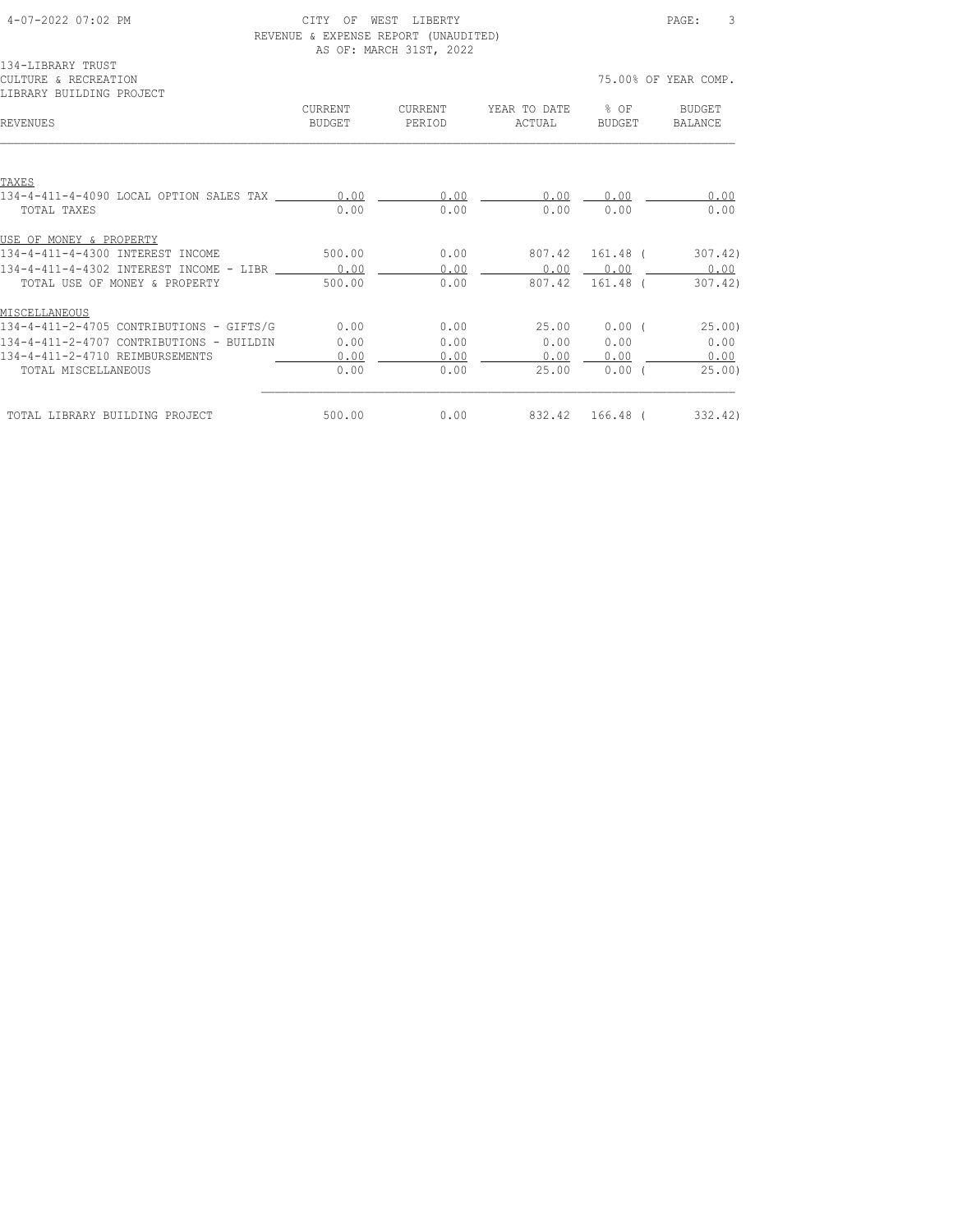CITY OF WEST LIBERTY
REVENUE & EXPENSE REPORT (UNAUDITED)
AS OF: MARCH 31ST, 2022

134-LIBRARY TRUST
CULTURE & RECREATION
LIBRARY BUILDING PROJECT

75.00% OF YEAR COMP.

| REVENUES | CURRENT BUDGET | CURRENT PERIOD | YEAR TO DATE ACTUAL | % OF BUDGET | BUDGET BALANCE |
|---|---|---|---|---|---|
| **TAXES** | | | | | |
| 134-4-411-4-4090 LOCAL OPTION SALES TAX | 0.00 | 0.00 | 0.00 | 0.00 | 0.00 |
| TOTAL TAXES | 0.00 | 0.00 | 0.00 | 0.00 | 0.00 |
| **USE OF MONEY & PROPERTY** | | | | | |
| 134-4-411-4-4300 INTEREST INCOME | 500.00 | 0.00 | 807.42 | 161.48 | ( 307.42) |
| 134-4-411-4-4302 INTEREST INCOME - LIBR | 0.00 | 0.00 | 0.00 | 0.00 | 0.00 |
| TOTAL USE OF MONEY & PROPERTY | 500.00 | 0.00 | 807.42 | 161.48 | ( 307.42) |
| **MISCELLANEOUS** | | | | | |
| 134-4-411-2-4705 CONTRIBUTIONS - GIFTS/G | 0.00 | 0.00 | 25.00 | 0.00 | ( 25.00) |
| 134-4-411-2-4707 CONTRIBUTIONS - BUILDIN | 0.00 | 0.00 | 0.00 | 0.00 | 0.00 |
| 134-4-411-2-4710 REIMBURSEMENTS | 0.00 | 0.00 | 0.00 | 0.00 | 0.00 |
| TOTAL MISCELLANEOUS | 0.00 | 0.00 | 25.00 | 0.00 | ( 25.00) |
| TOTAL LIBRARY BUILDING PROJECT | 500.00 | 0.00 | 832.42 | 166.48 | ( 332.42) |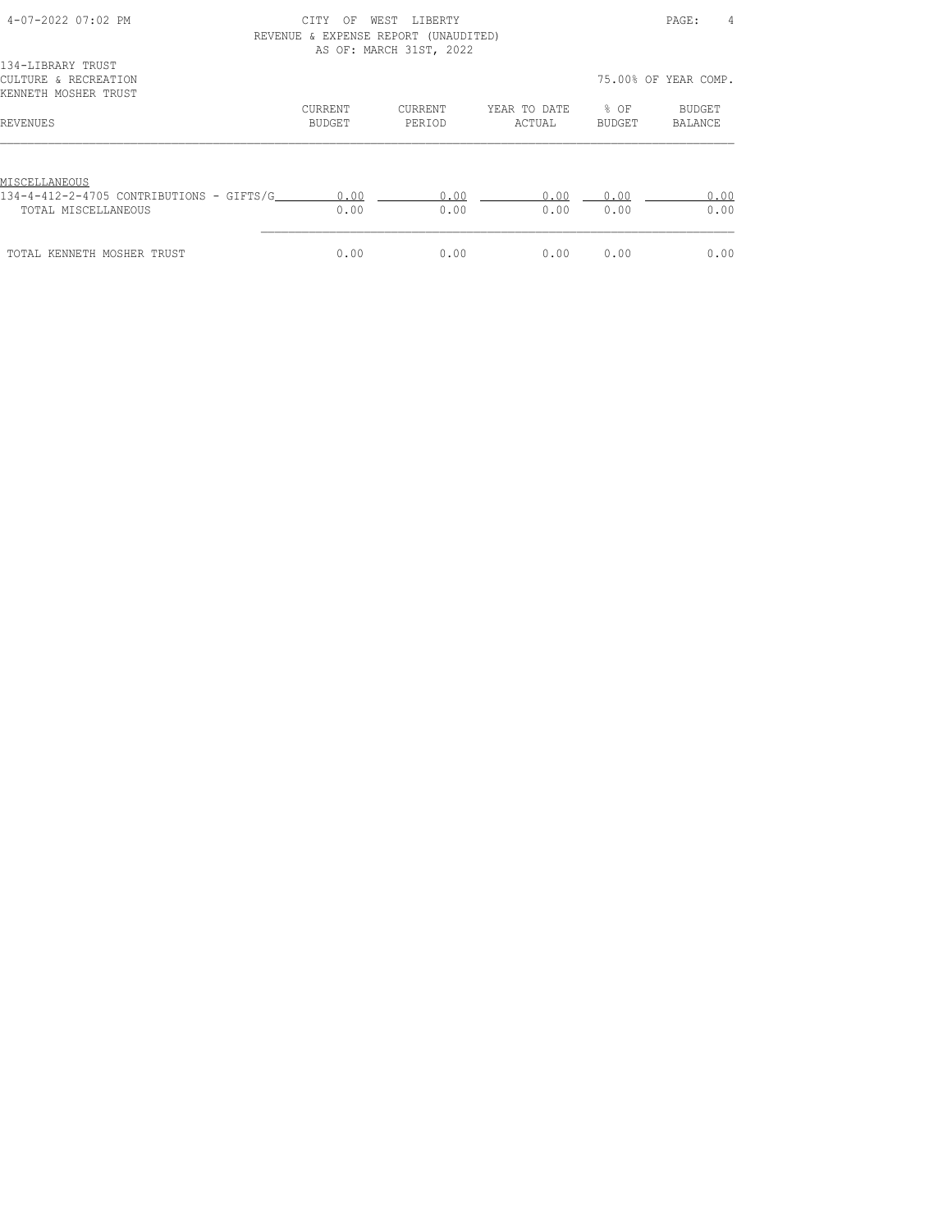CITY OF WEST LIBERTY
REVENUE & EXPENSE REPORT (UNAUDITED)
AS OF: MARCH 31ST, 2022

134-LIBRARY TRUST
CULTURE & RECREATION
KENNETH MOSHER TRUST

75.00% OF YEAR COMP.

| REVENUES | CURRENT BUDGET | CURRENT PERIOD | YEAR TO DATE ACTUAL | % OF BUDGET | BUDGET BALANCE |
|---|---|---|---|---|---|
| MISCELLANEOUS | | | | | |
| 134-4-412-2-4705 CONTRIBUTIONS - GIFTS/G | 0.00 | 0.00 | 0.00 | 0.00 | 0.00 |
| TOTAL MISCELLANEOUS | 0.00 | 0.00 | 0.00 | 0.00 | 0.00 |
| TOTAL KENNETH MOSHER TRUST | 0.00 | 0.00 | 0.00 | 0.00 | 0.00 |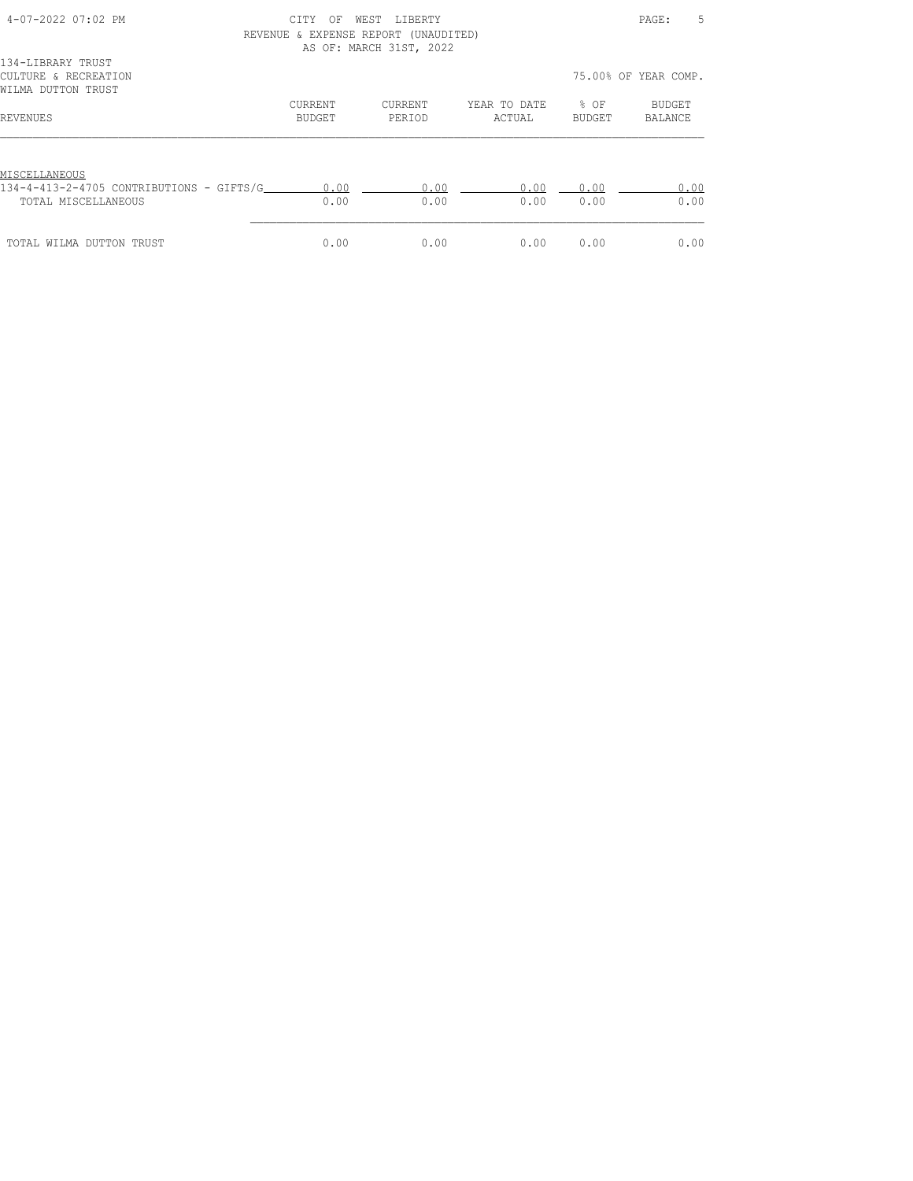CITY OF WEST LIBERTY
REVENUE & EXPENSE REPORT (UNAUDITED)
AS OF: MARCH 31ST, 2022

134-LIBRARY TRUST
CULTURE & RECREATION
WILMA DUTTON TRUST

75.00% OF YEAR COMP.

| REVENUES | CURRENT BUDGET | CURRENT PERIOD | YEAR TO DATE ACTUAL | % OF BUDGET | BUDGET BALANCE |
|---|---|---|---|---|---|
| MISCELLANEOUS | | | | | |
| 134-4-413-2-4705 CONTRIBUTIONS - GIFTS/G | 0.00 | 0.00 | 0.00 | 0.00 | 0.00 |
| TOTAL MISCELLANEOUS | 0.00 | 0.00 | 0.00 | 0.00 | 0.00 |
| TOTAL WILMA DUTTON TRUST | 0.00 | 0.00 | 0.00 | 0.00 | 0.00 |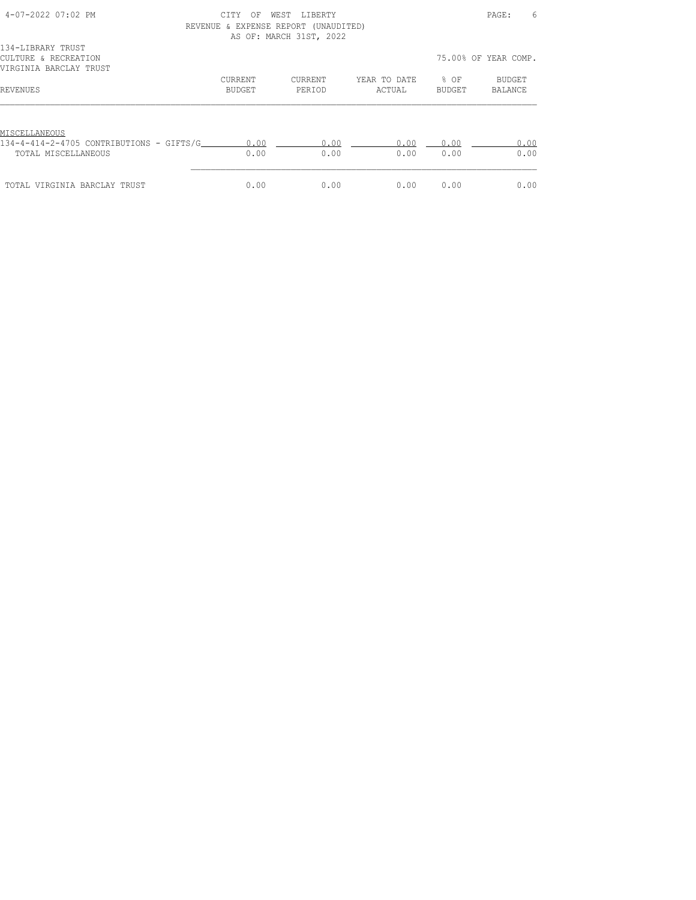CITY OF WEST LIBERTY
REVENUE & EXPENSE REPORT (UNAUDITED)
AS OF: MARCH 31ST, 2022

134-LIBRARY TRUST
CULTURE & RECREATION
VIRGINIA BARCLAY TRUST

75.00% OF YEAR COMP.

| REVENUES | CURRENT BUDGET | CURRENT PERIOD | YEAR TO DATE ACTUAL | % OF BUDGET | BUDGET BALANCE |
|---|---|---|---|---|---|
| MISCELLANEOUS | | | | | |
| 134-4-414-2-4705 CONTRIBUTIONS - GIFTS/G | 0.00 | 0.00 | 0.00 | 0.00 | 0.00 |
| TOTAL MISCELLANEOUS | 0.00 | 0.00 | 0.00 | 0.00 | 0.00 |
| TOTAL VIRGINIA BARCLAY TRUST | 0.00 | 0.00 | 0.00 | 0.00 | 0.00 |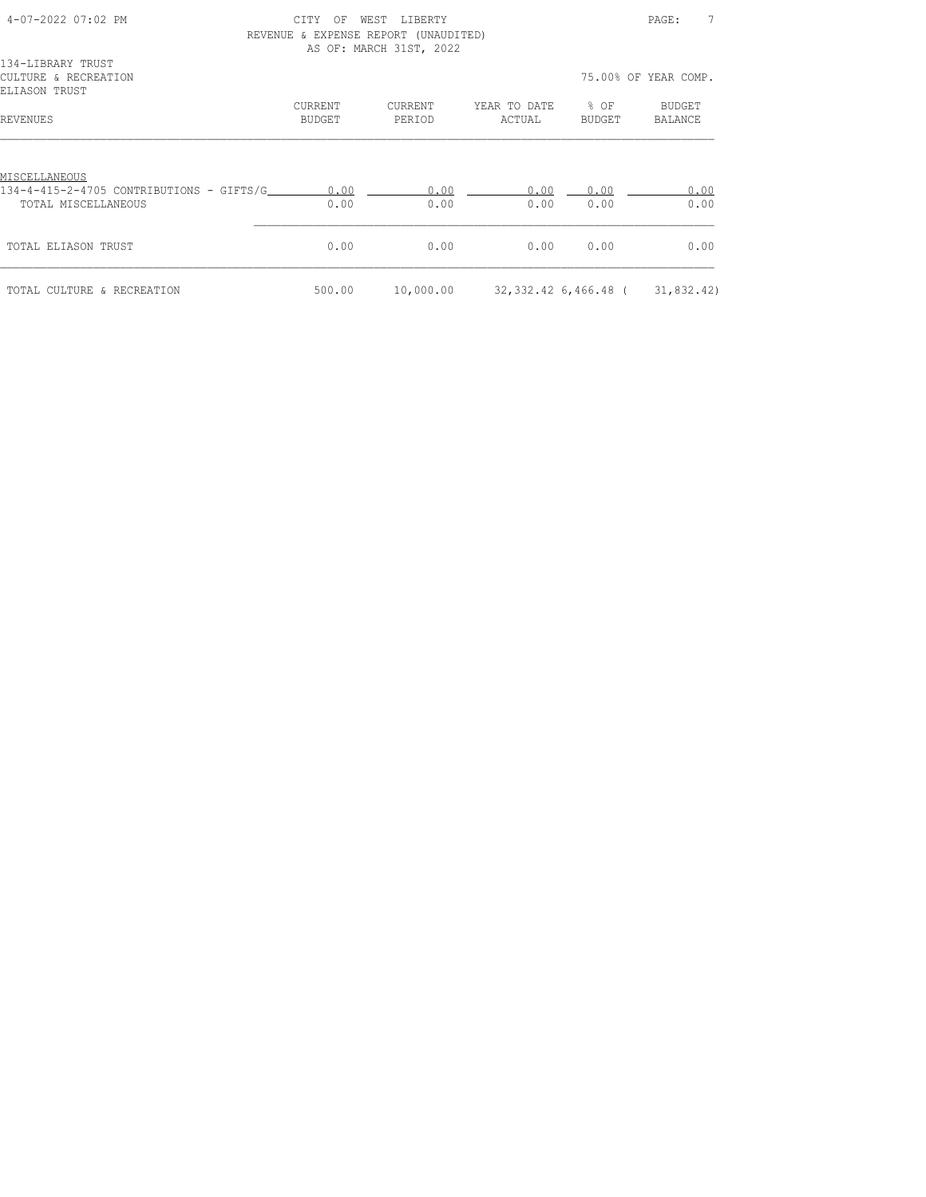CITY OF WEST LIBERTY
REVENUE & EXPENSE REPORT (UNAUDITED)
AS OF: MARCH 31ST, 2022

134-LIBRARY TRUST
CULTURE & RECREATION
ELIASON TRUST

75.00% OF YEAR COMP.

| REVENUES | CURRENT BUDGET | CURRENT PERIOD | YEAR TO DATE ACTUAL | % OF BUDGET | BUDGET BALANCE |
|---|---|---|---|---|---|
| MISCELLANEOUS | | | | | |
| 134-4-415-2-4705 CONTRIBUTIONS - GIFTS/G | 0.00 | 0.00 | 0.00 | 0.00 | 0.00 |
| TOTAL MISCELLANEOUS | 0.00 | 0.00 | 0.00 | 0.00 | 0.00 |
| TOTAL ELIASON TRUST | 0.00 | 0.00 | 0.00 | 0.00 | 0.00 |
| TOTAL CULTURE & RECREATION | 500.00 | 10,000.00 | 32,332.42 | 6,466.48 | ( 31,832.42) |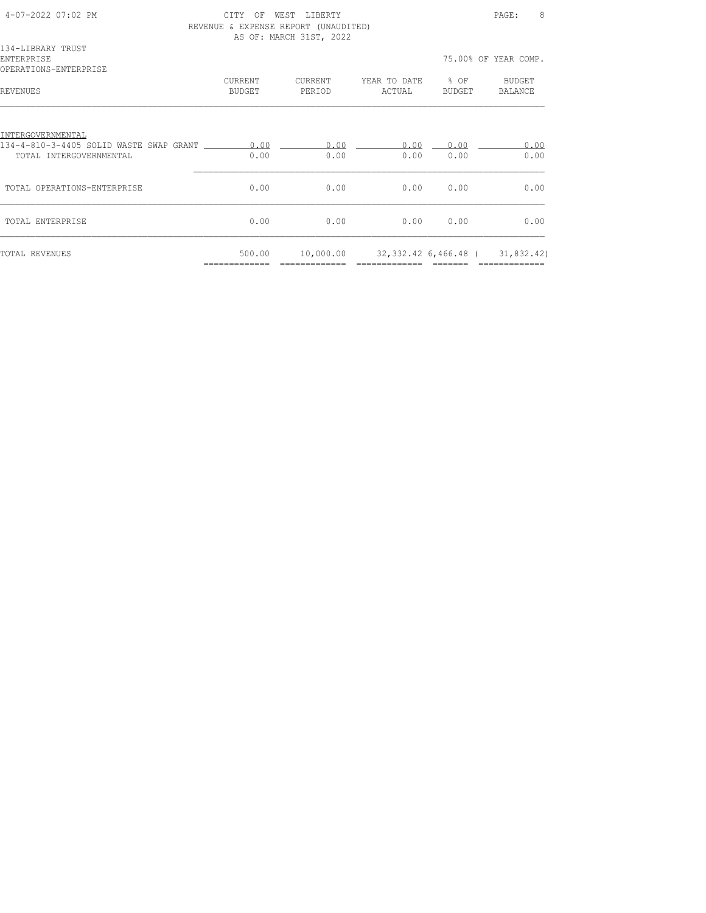CITY OF WEST LIBERTY
REVENUE & EXPENSE REPORT (UNAUDITED)
AS OF: MARCH 31ST, 2022

134-LIBRARY TRUST
ENTERPRISE
OPERATIONS-ENTERPRISE

75.00% OF YEAR COMP.

| REVENUES | CURRENT BUDGET | CURRENT PERIOD | YEAR TO DATE ACTUAL | % OF BUDGET | BUDGET BALANCE |
|---|---|---|---|---|---|
| INTERGOVERNMENTAL | | | | | |
| 134-4-810-3-4405 SOLID WASTE SWAP GRANT | 0.00 | 0.00 | 0.00 | 0.00 | 0.00 |
| TOTAL INTERGOVERNMENTAL | 0.00 | 0.00 | 0.00 | 0.00 | 0.00 |
| TOTAL OPERATIONS-ENTERPRISE | 0.00 | 0.00 | 0.00 | 0.00 | 0.00 |
| TOTAL ENTERPRISE | 0.00 | 0.00 | 0.00 | 0.00 | 0.00 |
| TOTAL REVENUES | 500.00 | 10,000.00 | 32,332.42 | 6,466.48 | ( 31,832.42) |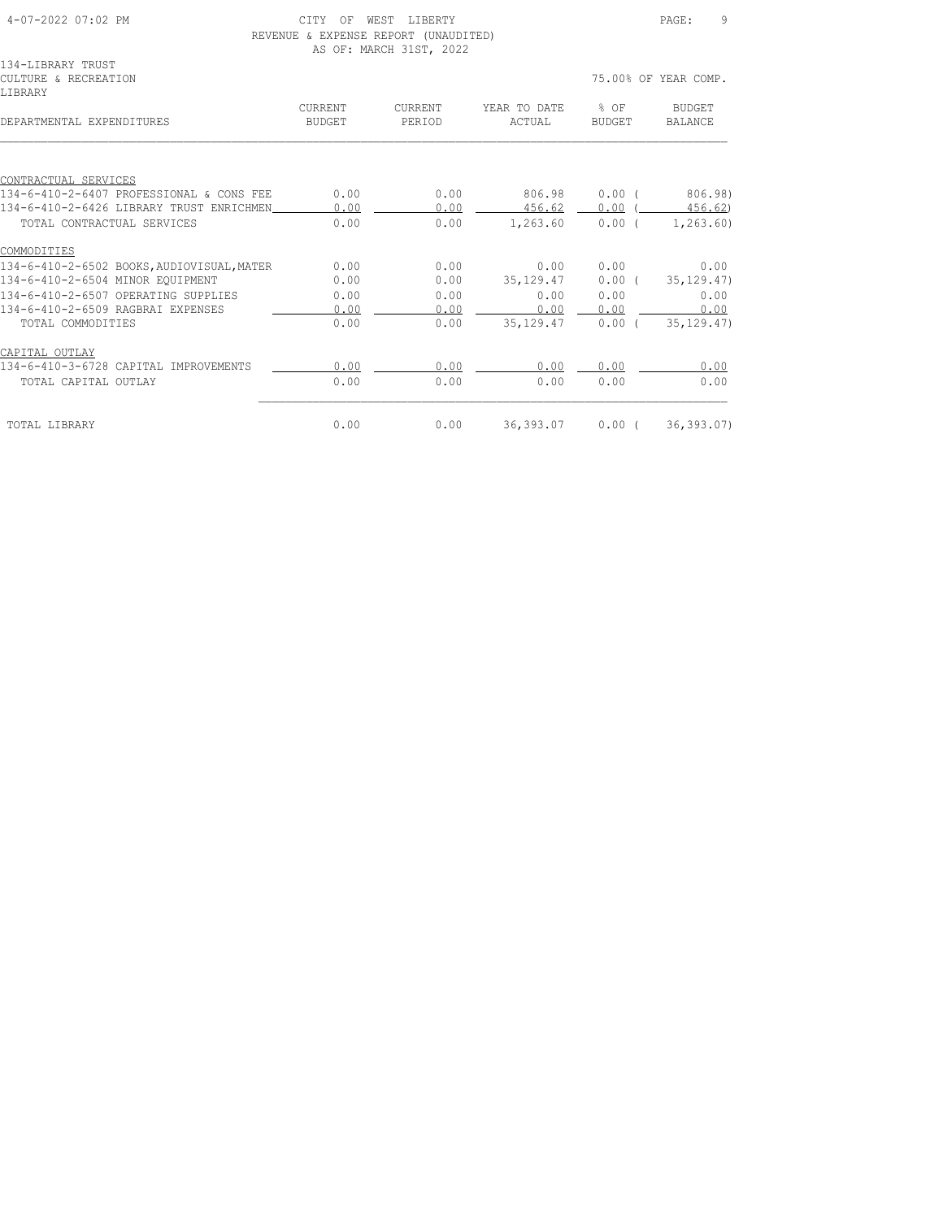CITY OF WEST LIBERTY
REVENUE & EXPENSE REPORT (UNAUDITED)
AS OF: MARCH 31ST, 2022

134-LIBRARY TRUST
CULTURE & RECREATION
LIBRARY

75.00% OF YEAR COMP.

| DEPARTMENTAL EXPENDITURES | CURRENT BUDGET | CURRENT PERIOD | YEAR TO DATE ACTUAL | % OF BUDGET | BUDGET BALANCE |
|---|---|---|---|---|---|
| **CONTRACTUAL SERVICES** | | | | | |
| 134-6-410-2-6407 PROFESSIONAL & CONS FEE | 0.00 | 0.00 | 806.98 | 0.00 | ( 806.98) |
| 134-6-410-2-6426 LIBRARY TRUST ENRICHMEN | 0.00 | 0.00 | 456.62 | 0.00 | ( 456.62) |
| TOTAL CONTRACTUAL SERVICES | 0.00 | 0.00 | 1,263.60 | 0.00 | ( 1,263.60) |
| **COMMODITIES** | | | | | |
| 134-6-410-2-6502 BOOKS,AUDIOVISUAL,MATER | 0.00 | 0.00 | 0.00 | 0.00 | 0.00 |
| 134-6-410-2-6504 MINOR EQUIPMENT | 0.00 | 0.00 | 35,129.47 | 0.00 | ( 35,129.47) |
| 134-6-410-2-6507 OPERATING SUPPLIES | 0.00 | 0.00 | 0.00 | 0.00 | 0.00 |
| 134-6-410-2-6509 RAGBRAI EXPENSES | 0.00 | 0.00 | 0.00 | 0.00 | 0.00 |
| TOTAL COMMODITIES | 0.00 | 0.00 | 35,129.47 | 0.00 | ( 35,129.47) |
| **CAPITAL OUTLAY** | | | | | |
| 134-6-410-3-6728 CAPITAL IMPROVEMENTS | 0.00 | 0.00 | 0.00 | 0.00 | 0.00 |
| TOTAL CAPITAL OUTLAY | 0.00 | 0.00 | 0.00 | 0.00 | 0.00 |
| TOTAL LIBRARY | 0.00 | 0.00 | 36,393.07 | 0.00 | ( 36,393.07) |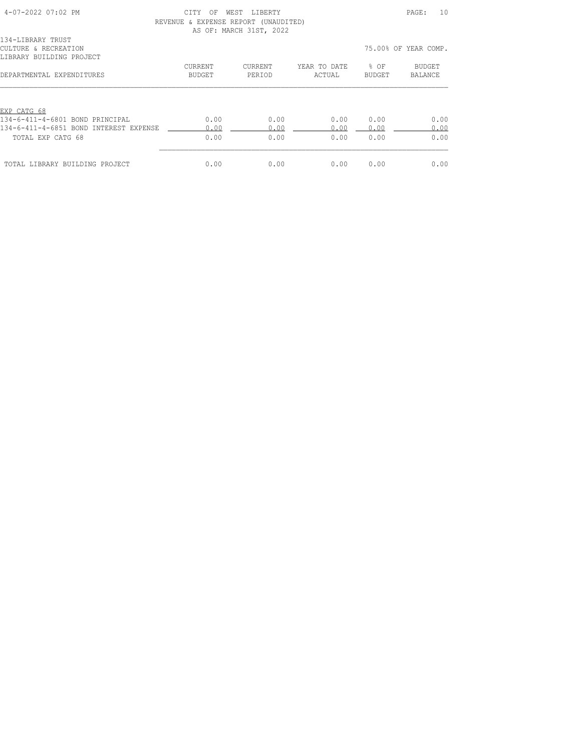CITY OF WEST LIBERTY
REVENUE & EXPENSE REPORT (UNAUDITED)
AS OF: MARCH 31ST, 2022

134-LIBRARY TRUST
CULTURE & RECREATION
LIBRARY BUILDING PROJECT

75.00% OF YEAR COMP.

| DEPARTMENTAL EXPENDITURES | CURRENT BUDGET | CURRENT PERIOD | YEAR TO DATE ACTUAL | % OF BUDGET | BUDGET BALANCE |
|---|---|---|---|---|---|
| EXP CATG 68 | | | | | |
| 134-6-411-4-6801 BOND PRINCIPAL | 0.00 | 0.00 | 0.00 | 0.00 | 0.00 |
| 134-6-411-4-6851 BOND INTEREST EXPENSE | 0.00 | 0.00 | 0.00 | 0.00 | 0.00 |
| TOTAL EXP CATG 68 | 0.00 | 0.00 | 0.00 | 0.00 | 0.00 |
| TOTAL LIBRARY BUILDING PROJECT | 0.00 | 0.00 | 0.00 | 0.00 | 0.00 |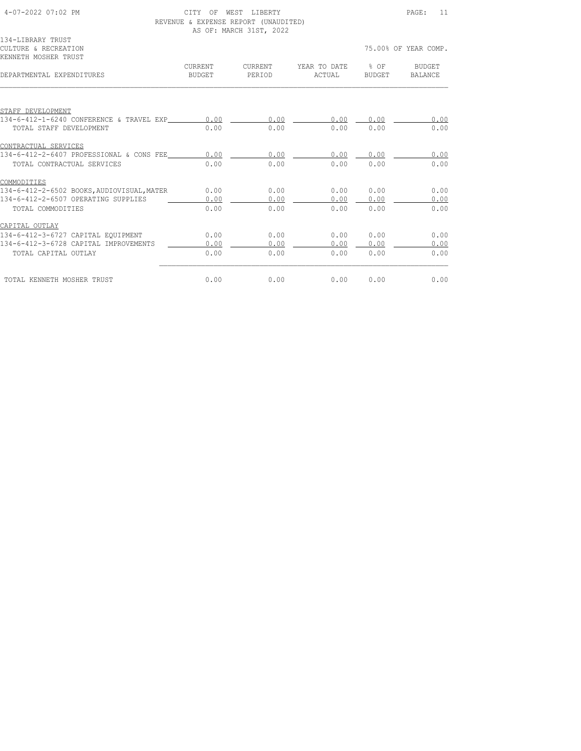CITY OF WEST LIBERTY
REVENUE & EXPENSE REPORT (UNAUDITED)
AS OF: MARCH 31ST, 2022

134-LIBRARY TRUST
CULTURE & RECREATION
KENNETH MOSHER TRUST

75.00% OF YEAR COMP.

| DEPARTMENTAL EXPENDITURES | CURRENT BUDGET | CURRENT PERIOD | YEAR TO DATE ACTUAL | % OF BUDGET | BUDGET BALANCE |
|---|---|---|---|---|---|
| STAFF DEVELOPMENT | | | | | |
| 134-6-412-1-6240 CONFERENCE & TRAVEL EXP | 0.00 | 0.00 | 0.00 | 0.00 | 0.00 |
| TOTAL STAFF DEVELOPMENT | 0.00 | 0.00 | 0.00 | 0.00 | 0.00 |
| CONTRACTUAL SERVICES | | | | | |
| 134-6-412-2-6407 PROFESSIONAL & CONS FEE | 0.00 | 0.00 | 0.00 | 0.00 | 0.00 |
| TOTAL CONTRACTUAL SERVICES | 0.00 | 0.00 | 0.00 | 0.00 | 0.00 |
| COMMODITIES | | | | | |
| 134-6-412-2-6502 BOOKS,AUDIOVISUAL,MATER | 0.00 | 0.00 | 0.00 | 0.00 | 0.00 |
| 134-6-412-2-6507 OPERATING SUPPLIES | 0.00 | 0.00 | 0.00 | 0.00 | 0.00 |
| TOTAL COMMODITIES | 0.00 | 0.00 | 0.00 | 0.00 | 0.00 |
| CAPITAL OUTLAY | | | | | |
| 134-6-412-3-6727 CAPITAL EQUIPMENT | 0.00 | 0.00 | 0.00 | 0.00 | 0.00 |
| 134-6-412-3-6728 CAPITAL IMPROVEMENTS | 0.00 | 0.00 | 0.00 | 0.00 | 0.00 |
| TOTAL CAPITAL OUTLAY | 0.00 | 0.00 | 0.00 | 0.00 | 0.00 |
| TOTAL KENNETH MOSHER TRUST | 0.00 | 0.00 | 0.00 | 0.00 | 0.00 |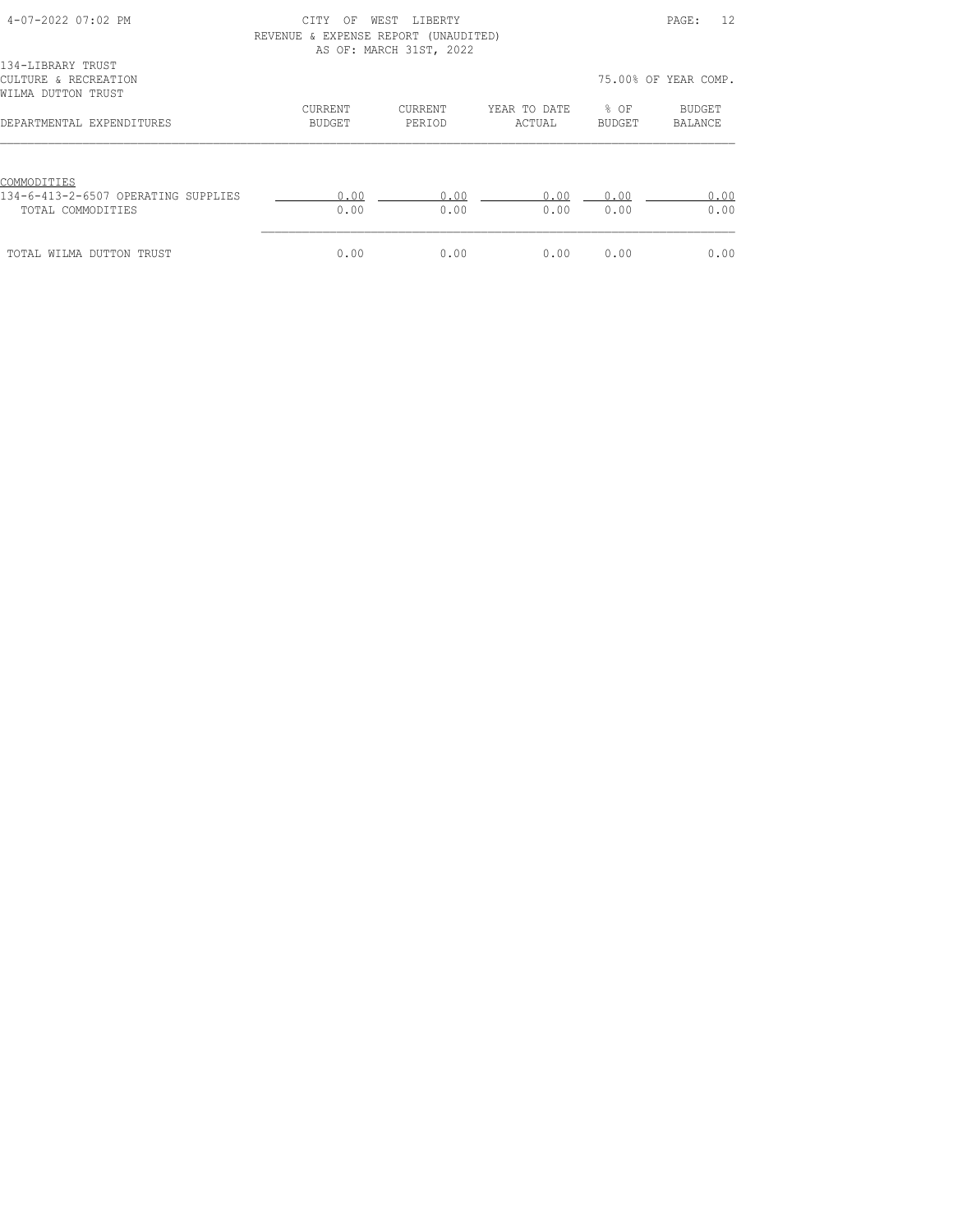CITY OF WEST LIBERTY
REVENUE & EXPENSE REPORT (UNAUDITED)
AS OF: MARCH 31ST, 2022

4-07-2022 07:02 PM

134-LIBRARY TRUST
CULTURE & RECREATION
WILMA DUTTON TRUST

75.00% OF YEAR COMP.

| DEPARTMENTAL EXPENDITURES | CURRENT BUDGET | CURRENT PERIOD | YEAR TO DATE ACTUAL | % OF BUDGET | BUDGET BALANCE |
|---|---|---|---|---|---|
| COMMODITIES | | | | | |
| 134-6-413-2-6507 OPERATING SUPPLIES | 0.00 | 0.00 | 0.00 | 0.00 | 0.00 |
| TOTAL COMMODITIES | 0.00 | 0.00 | 0.00 | 0.00 | 0.00 |
| TOTAL WILMA DUTTON TRUST | 0.00 | 0.00 | 0.00 | 0.00 | 0.00 |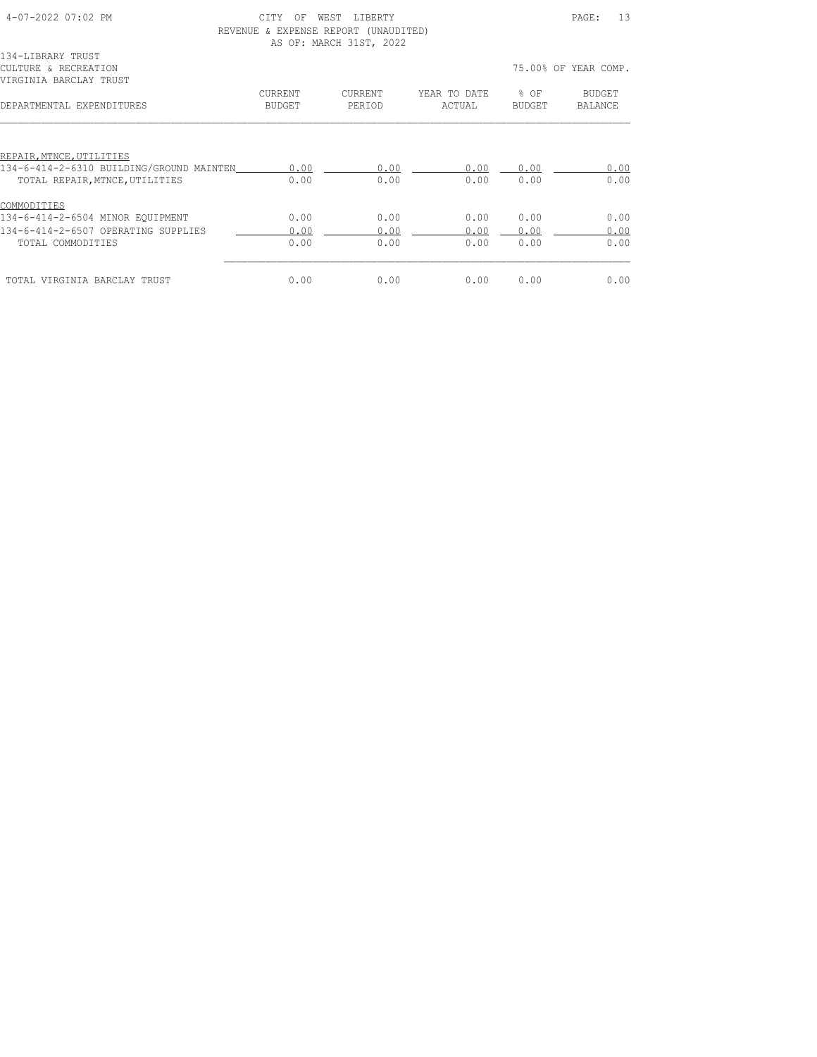CITY OF WEST LIBERTY
REVENUE & EXPENSE REPORT (UNAUDITED)
AS OF: MARCH 31ST, 2022

134-LIBRARY TRUST
CULTURE & RECREATION
VIRGINIA BARCLAY TRUST

75.00% OF YEAR COMP.

| DEPARTMENTAL EXPENDITURES | CURRENT BUDGET | CURRENT PERIOD | YEAR TO DATE ACTUAL | % OF BUDGET | BUDGET BALANCE |
|---|---|---|---|---|---|
| REPAIR,MTNCE,UTILITIES | | | | | |
| 134-6-414-2-6310 BUILDING/GROUND MAINTEN | 0.00 | 0.00 | 0.00 | 0.00 | 0.00 |
| TOTAL REPAIR,MTNCE,UTILITIES | 0.00 | 0.00 | 0.00 | 0.00 | 0.00 |
| COMMODITIES | | | | | |
| 134-6-414-2-6504 MINOR EQUIPMENT | 0.00 | 0.00 | 0.00 | 0.00 | 0.00 |
| 134-6-414-2-6507 OPERATING SUPPLIES | 0.00 | 0.00 | 0.00 | 0.00 | 0.00 |
| TOTAL COMMODITIES | 0.00 | 0.00 | 0.00 | 0.00 | 0.00 |
| TOTAL VIRGINIA BARCLAY TRUST | 0.00 | 0.00 | 0.00 | 0.00 | 0.00 |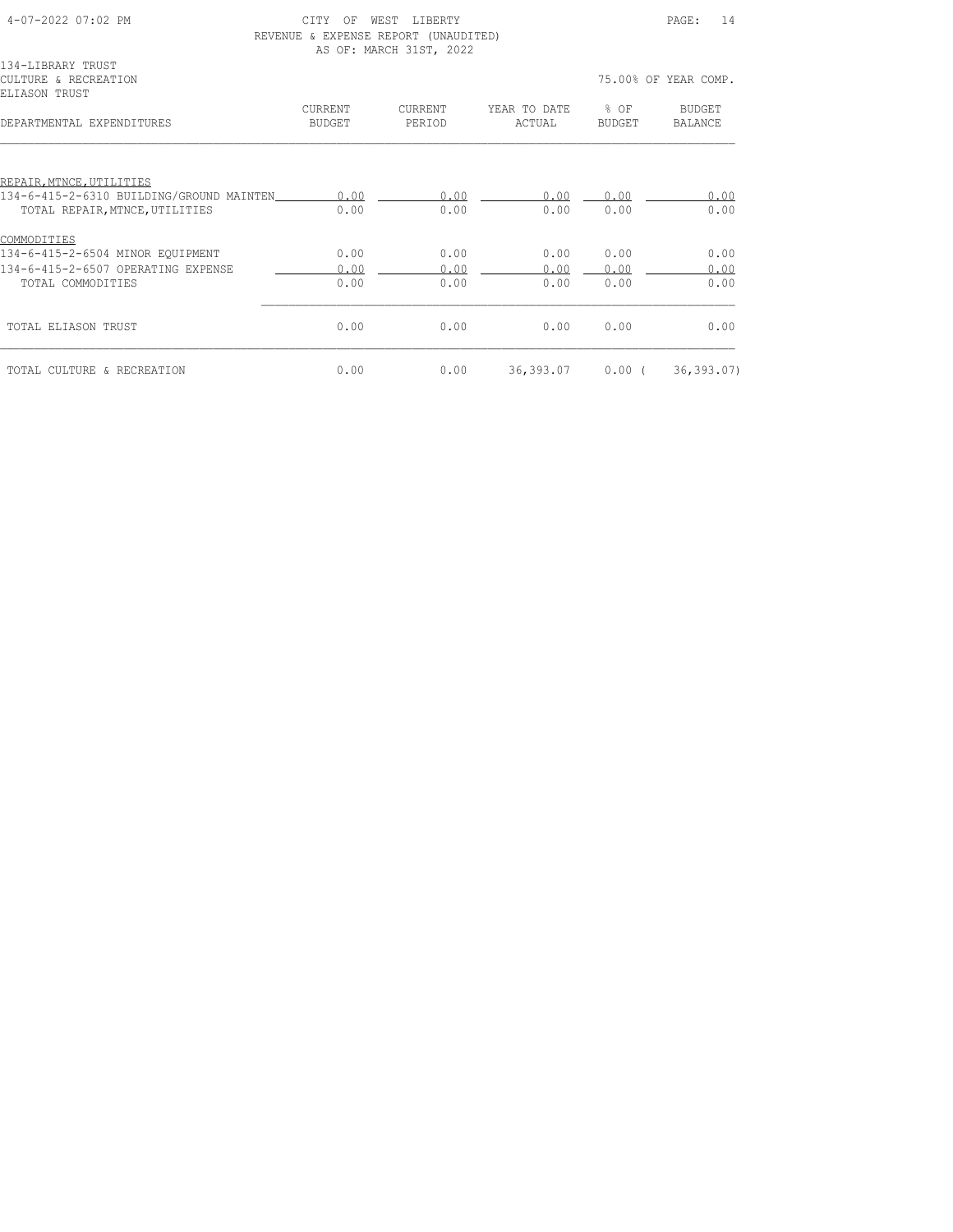CITY OF WEST LIBERTY
REVENUE & EXPENSE REPORT (UNAUDITED)
AS OF: MARCH 31ST, 2022

134-LIBRARY TRUST
CULTURE & RECREATION
ELIASON TRUST

75.00% OF YEAR COMP.

| DEPARTMENTAL EXPENDITURES | CURRENT BUDGET | CURRENT PERIOD | YEAR TO DATE ACTUAL | % OF BUDGET | BUDGET BALANCE |
|---|---|---|---|---|---|
| REPAIR,MTNCE,UTILITIES | | | | | |
| 134-6-415-2-6310 BUILDING/GROUND MAINTEN | 0.00 | 0.00 | 0.00 | 0.00 | 0.00 |
| TOTAL REPAIR,MTNCE,UTILITIES | 0.00 | 0.00 | 0.00 | 0.00 | 0.00 |
| COMMODITIES | | | | | |
| 134-6-415-2-6504 MINOR EQUIPMENT | 0.00 | 0.00 | 0.00 | 0.00 | 0.00 |
| 134-6-415-2-6507 OPERATING EXPENSE | 0.00 | 0.00 | 0.00 | 0.00 | 0.00 |
| TOTAL COMMODITIES | 0.00 | 0.00 | 0.00 | 0.00 | 0.00 |
| TOTAL ELIASON TRUST | 0.00 | 0.00 | 0.00 | 0.00 | 0.00 |
| TOTAL CULTURE & RECREATION | 0.00 | 0.00 | 36,393.07 | 0.00 | ( 36,393.07) |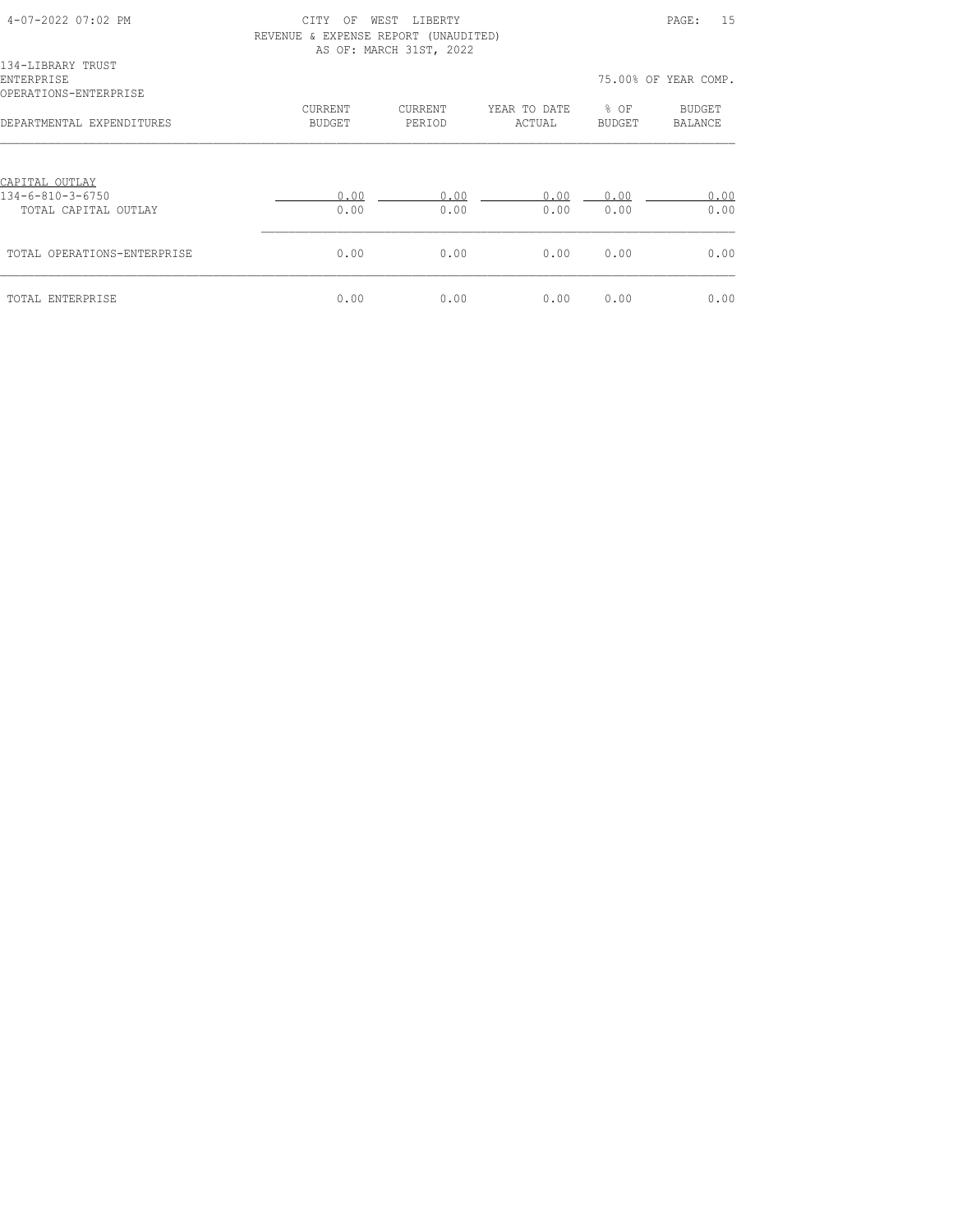CITY OF WEST LIBERTY
REVENUE & EXPENSE REPORT (UNAUDITED)
AS OF: MARCH 31ST, 2022

134-LIBRARY TRUST
ENTERPRISE
OPERATIONS-ENTERPRISE

75.00% OF YEAR COMP.

| DEPARTMENTAL EXPENDITURES | CURRENT BUDGET | CURRENT PERIOD | YEAR TO DATE ACTUAL | % OF BUDGET | BUDGET BALANCE |
|---|---|---|---|---|---|
| CAPITAL OUTLAY | | | | | |
| 134-6-810-3-6750 | 0.00 | 0.00 | 0.00 | 0.00 | 0.00 |
| TOTAL CAPITAL OUTLAY | 0.00 | 0.00 | 0.00 | 0.00 | 0.00 |
| TOTAL OPERATIONS-ENTERPRISE | 0.00 | 0.00 | 0.00 | 0.00 | 0.00 |
| TOTAL ENTERPRISE | 0.00 | 0.00 | 0.00 | 0.00 | 0.00 |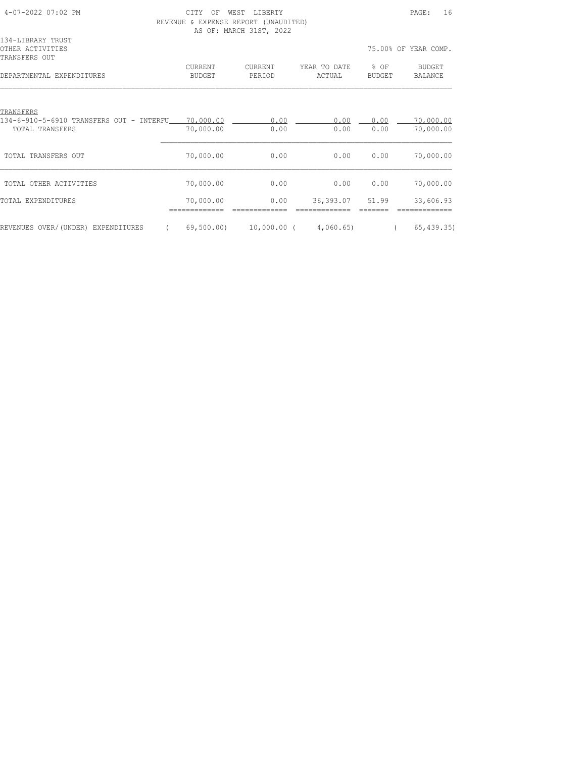CITY OF WEST LIBERTY
REVENUE & EXPENSE REPORT (UNAUDITED)
AS OF: MARCH 31ST, 2022

134-LIBRARY TRUST
OTHER ACTIVITIES
TRANSFERS OUT

75.00% OF YEAR COMP.

| DEPARTMENTAL EXPENDITURES | CURRENT BUDGET | CURRENT PERIOD | YEAR TO DATE ACTUAL | % OF BUDGET | BUDGET BALANCE |
|---|---|---|---|---|---|
| TRANSFERS | | | | | |
| 134-6-910-5-6910 TRANSFERS OUT - INTERFU | 70,000.00 | 0.00 | 0.00 | 0.00 | 70,000.00 |
| TOTAL TRANSFERS | 70,000.00 | 0.00 | 0.00 | 0.00 | 70,000.00 |
| TOTAL TRANSFERS OUT | 70,000.00 | 0.00 | 0.00 | 0.00 | 70,000.00 |
| TOTAL OTHER ACTIVITIES | 70,000.00 | 0.00 | 0.00 | 0.00 | 70,000.00 |
| TOTAL EXPENDITURES | 70,000.00 | 0.00 | 36,393.07 | 51.99 | 33,606.93 |
| REVENUES OVER/(UNDER) EXPENDITURES | ( 69,500.00) | 10,000.00 | ( 4,060.65) | | ( 65,439.35) |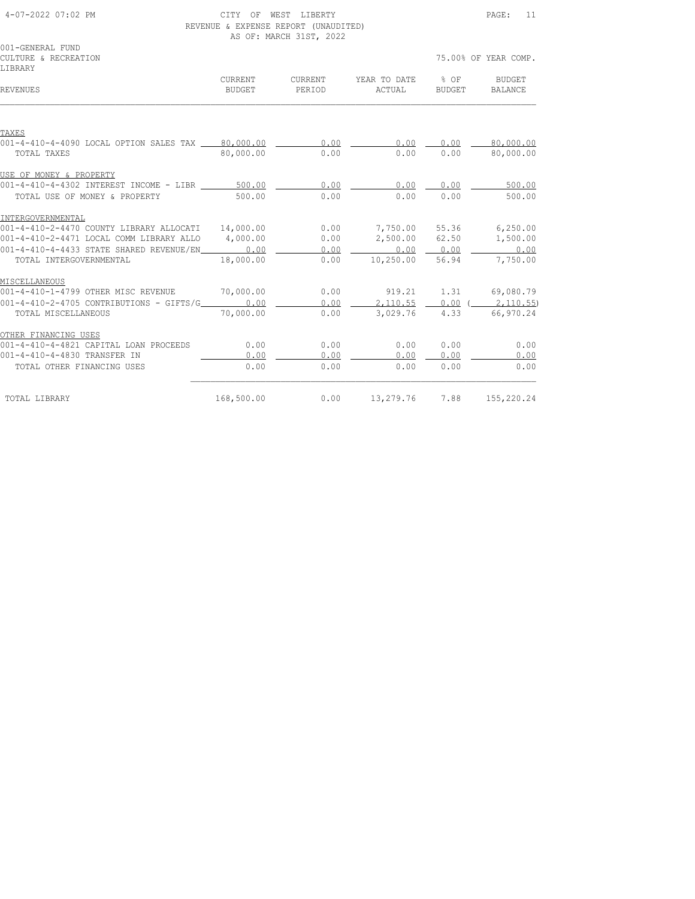CITY OF WEST LIBERTY
REVENUE & EXPENSE REPORT (UNAUDITED)
AS OF: MARCH 31ST, 2022

001-GENERAL FUND
CULTURE & RECREATION
LIBRARY

75.00% OF YEAR COMP.

| REVENUES | CURRENT BUDGET | CURRENT PERIOD | YEAR TO DATE ACTUAL | % OF BUDGET | BUDGET BALANCE |
|---|---|---|---|---|---|
| **TAXES** | | | | | |
| 001-4-410-4-4090 LOCAL OPTION SALES TAX | 80,000.00 | 0.00 | 0.00 | 0.00 | 80,000.00 |
| TOTAL TAXES | 80,000.00 | 0.00 | 0.00 | 0.00 | 80,000.00 |
| **USE OF MONEY & PROPERTY** | | | | | |
| 001-4-410-4-4302 INTEREST INCOME - LIBR | 500.00 | 0.00 | 0.00 | 0.00 | 500.00 |
| TOTAL USE OF MONEY & PROPERTY | 500.00 | 0.00 | 0.00 | 0.00 | 500.00 |
| **INTERGOVERNMENTAL** | | | | | |
| 001-4-410-2-4470 COUNTY LIBRARY ALLOCATI | 14,000.00 | 0.00 | 7,750.00 | 55.36 | 6,250.00 |
| 001-4-410-2-4471 LOCAL COMM LIBRARY ALLO | 4,000.00 | 0.00 | 2,500.00 | 62.50 | 1,500.00 |
| 001-4-410-4-4433 STATE SHARED REVENUE/EN | 0.00 | 0.00 | 0.00 | 0.00 | 0.00 |
| TOTAL INTERGOVERNMENTAL | 18,000.00 | 0.00 | 10,250.00 | 56.94 | 7,750.00 |
| **MISCELLANEOUS** | | | | | |
| 001-4-410-1-4799 OTHER MISC REVENUE | 70,000.00 | 0.00 | 919.21 | 1.31 | 69,080.79 |
| 001-4-410-2-4705 CONTRIBUTIONS - GIFTS/G | 0.00 | 0.00 | 2,110.55 | 0.00 | ( 2,110.55) |
| TOTAL MISCELLANEOUS | 70,000.00 | 0.00 | 3,029.76 | 4.33 | 66,970.24 |
| **OTHER FINANCING USES** | | | | | |
| 001-4-410-4-4821 CAPITAL LOAN PROCEEDS | 0.00 | 0.00 | 0.00 | 0.00 | 0.00 |
| 001-4-410-4-4830 TRANSFER IN | 0.00 | 0.00 | 0.00 | 0.00 | 0.00 |
| TOTAL OTHER FINANCING USES | 0.00 | 0.00 | 0.00 | 0.00 | 0.00 |
| TOTAL LIBRARY | 168,500.00 | 0.00 | 13,279.76 | 7.88 | 155,220.24 |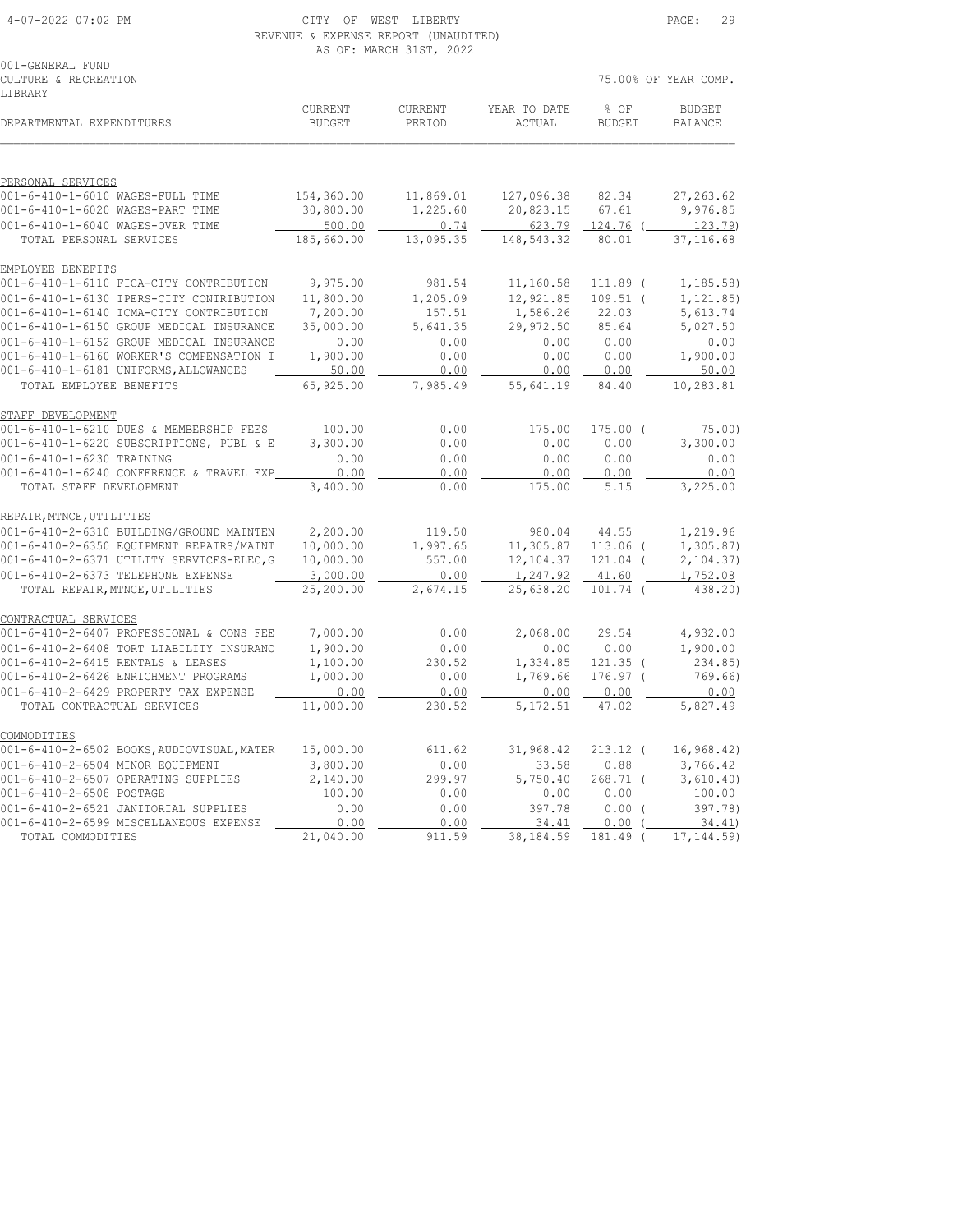CITY OF WEST LIBERTY
REVENUE & EXPENSE REPORT (UNAUDITED)
AS OF: MARCH 31ST, 2022

001-GENERAL FUND
CULTURE & RECREATION
LIBRARY

75.00% OF YEAR COMP.

| DEPARTMENTAL EXPENDITURES | CURRENT BUDGET | CURRENT PERIOD | YEAR TO DATE ACTUAL | % OF BUDGET | BUDGET BALANCE |
|---|---|---|---|---|---|
| **PERSONAL SERVICES** | | | | | |
| 001-6-410-1-6010 WAGES-FULL TIME | 154,360.00 | 11,869.01 | 127,096.38 | 82.34 | 27,263.62 |
| 001-6-410-1-6020 WAGES-PART TIME | 30,800.00 | 1,225.60 | 20,823.15 | 67.61 | 9,976.85 |
| 001-6-410-1-6040 WAGES-OVER TIME | 500.00 | 0.74 | 623.79 | 124.76 | ( 123.79) |
| TOTAL PERSONAL SERVICES | 185,660.00 | 13,095.35 | 148,543.32 | 80.01 | 37,116.68 |
| **EMPLOYEE BENEFITS** | | | | | |
| 001-6-410-1-6110 FICA-CITY CONTRIBUTION | 9,975.00 | 981.54 | 11,160.58 | 111.89 | ( 1,185.58) |
| 001-6-410-1-6130 IPERS-CITY CONTRIBUTION | 11,800.00 | 1,205.09 | 12,921.85 | 109.51 | ( 1,121.85) |
| 001-6-410-1-6140 ICMA-CITY CONTRIBUTION | 7,200.00 | 157.51 | 1,586.26 | 22.03 | 5,613.74 |
| 001-6-410-1-6150 GROUP MEDICAL INSURANCE | 35,000.00 | 5,641.35 | 29,972.50 | 85.64 | 5,027.50 |
| 001-6-410-1-6152 GROUP MEDICAL INSURANCE | 0.00 | 0.00 | 0.00 | 0.00 | 0.00 |
| 001-6-410-1-6160 WORKER'S COMPENSATION I | 1,900.00 | 0.00 | 0.00 | 0.00 | 1,900.00 |
| 001-6-410-1-6181 UNIFORMS,ALLOWANCES | 50.00 | 0.00 | 0.00 | 0.00 | 50.00 |
| TOTAL EMPLOYEE BENEFITS | 65,925.00 | 7,985.49 | 55,641.19 | 84.40 | 10,283.81 |
| **STAFF DEVELOPMENT** | | | | | |
| 001-6-410-1-6210 DUES & MEMBERSHIP FEES | 100.00 | 0.00 | 175.00 | 175.00 | ( 75.00) |
| 001-6-410-1-6220 SUBSCRIPTIONS, PUBL & E | 3,300.00 | 0.00 | 0.00 | 0.00 | 3,300.00 |
| 001-6-410-1-6230 TRAINING | 0.00 | 0.00 | 0.00 | 0.00 | 0.00 |
| 001-6-410-1-6240 CONFERENCE & TRAVEL EXP | 0.00 | 0.00 | 0.00 | 0.00 | 0.00 |
| TOTAL STAFF DEVELOPMENT | 3,400.00 | 0.00 | 175.00 | 5.15 | 3,225.00 |
| **REPAIR,MTNCE,UTILITIES** | | | | | |
| 001-6-410-2-6310 BUILDING/GROUND MAINTEN | 2,200.00 | 119.50 | 980.04 | 44.55 | 1,219.96 |
| 001-6-410-2-6350 EQUIPMENT REPAIRS/MAINT | 10,000.00 | 1,997.65 | 11,305.87 | 113.06 | ( 1,305.87) |
| 001-6-410-2-6371 UTILITY SERVICES-ELEC,G | 10,000.00 | 557.00 | 12,104.37 | 121.04 | ( 2,104.37) |
| 001-6-410-2-6373 TELEPHONE EXPENSE | 3,000.00 | 0.00 | 1,247.92 | 41.60 | 1,752.08 |
| TOTAL REPAIR,MTNCE,UTILITIES | 25,200.00 | 2,674.15 | 25,638.20 | 101.74 | ( 438.20) |
| **CONTRACTUAL SERVICES** | | | | | |
| 001-6-410-2-6407 PROFESSIONAL & CONS FEE | 7,000.00 | 0.00 | 2,068.00 | 29.54 | 4,932.00 |
| 001-6-410-2-6408 TORT LIABILITY INSURANC | 1,900.00 | 0.00 | 0.00 | 0.00 | 1,900.00 |
| 001-6-410-2-6415 RENTALS & LEASES | 1,100.00 | 230.52 | 1,334.85 | 121.35 | ( 234.85) |
| 001-6-410-2-6426 ENRICHMENT PROGRAMS | 1,000.00 | 0.00 | 1,769.66 | 176.97 | ( 769.66) |
| 001-6-410-2-6429 PROPERTY TAX EXPENSE | 0.00 | 0.00 | 0.00 | 0.00 | 0.00 |
| TOTAL CONTRACTUAL SERVICES | 11,000.00 | 230.52 | 5,172.51 | 47.02 | 5,827.49 |
| **COMMODITIES** | | | | | |
| 001-6-410-2-6502 BOOKS,AUDIOVISUAL,MATER | 15,000.00 | 611.62 | 31,968.42 | 213.12 | ( 16,968.42) |
| 001-6-410-2-6504 MINOR EQUIPMENT | 3,800.00 | 0.00 | 33.58 | 0.88 | 3,766.42 |
| 001-6-410-2-6507 OPERATING SUPPLIES | 2,140.00 | 299.97 | 5,750.40 | 268.71 | ( 3,610.40) |
| 001-6-410-2-6508 POSTAGE | 100.00 | 0.00 | 0.00 | 0.00 | 100.00 |
| 001-6-410-2-6521 JANITORIAL SUPPLIES | 0.00 | 0.00 | 397.78 | 0.00 | ( 397.78) |
| 001-6-410-2-6599 MISCELLANEOUS EXPENSE | 0.00 | 0.00 | 34.41 | 0.00 | ( 34.41) |
| TOTAL COMMODITIES | 21,040.00 | 911.59 | 38,184.59 | 181.49 | ( 17,144.59) |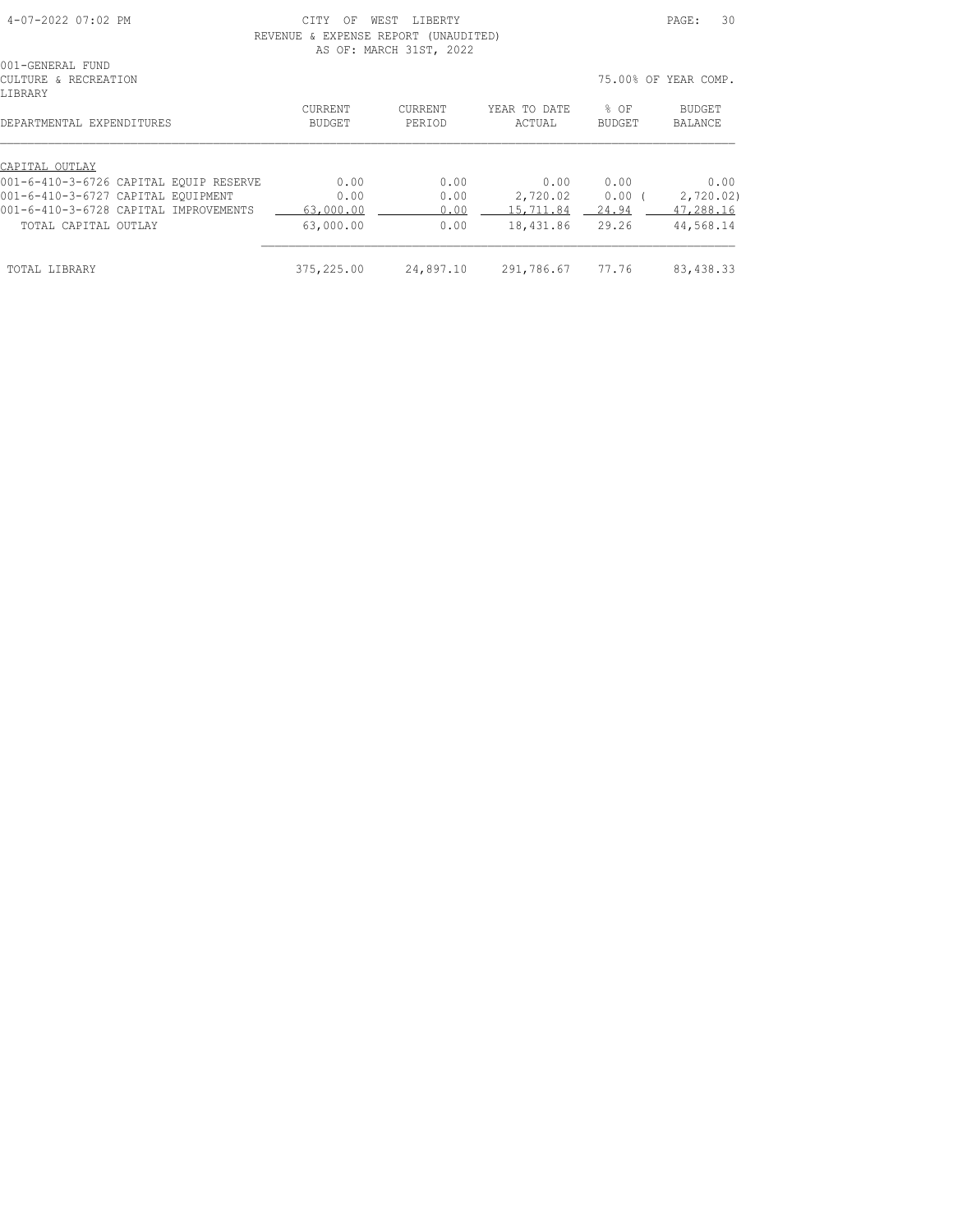CITY OF WEST LIBERTY
REVENUE & EXPENSE REPORT (UNAUDITED)
AS OF: MARCH 31ST, 2022

001-GENERAL FUND
CULTURE & RECREATION
LIBRARY

75.00% OF YEAR COMP.

| DEPARTMENTAL EXPENDITURES | CURRENT BUDGET | CURRENT PERIOD | YEAR TO DATE ACTUAL | % OF BUDGET | BUDGET BALANCE |
|---|---|---|---|---|---|
| CAPITAL OUTLAY | | | | | |
| 001-6-410-3-6726 CAPITAL EQUIP RESERVE | 0.00 | 0.00 | 0.00 | 0.00 | 0.00 |
| 001-6-410-3-6727 CAPITAL EQUIPMENT | 0.00 | 0.00 | 2,720.02 | 0.00 | ( 2,720.02) |
| 001-6-410-3-6728 CAPITAL IMPROVEMENTS | 63,000.00 | 0.00 | 15,711.84 | 24.94 | 47,288.16 |
| TOTAL CAPITAL OUTLAY | 63,000.00 | 0.00 | 18,431.86 | 29.26 | 44,568.14 |
| TOTAL LIBRARY | 375,225.00 | 24,897.10 | 291,786.67 | 77.76 | 83,438.33 |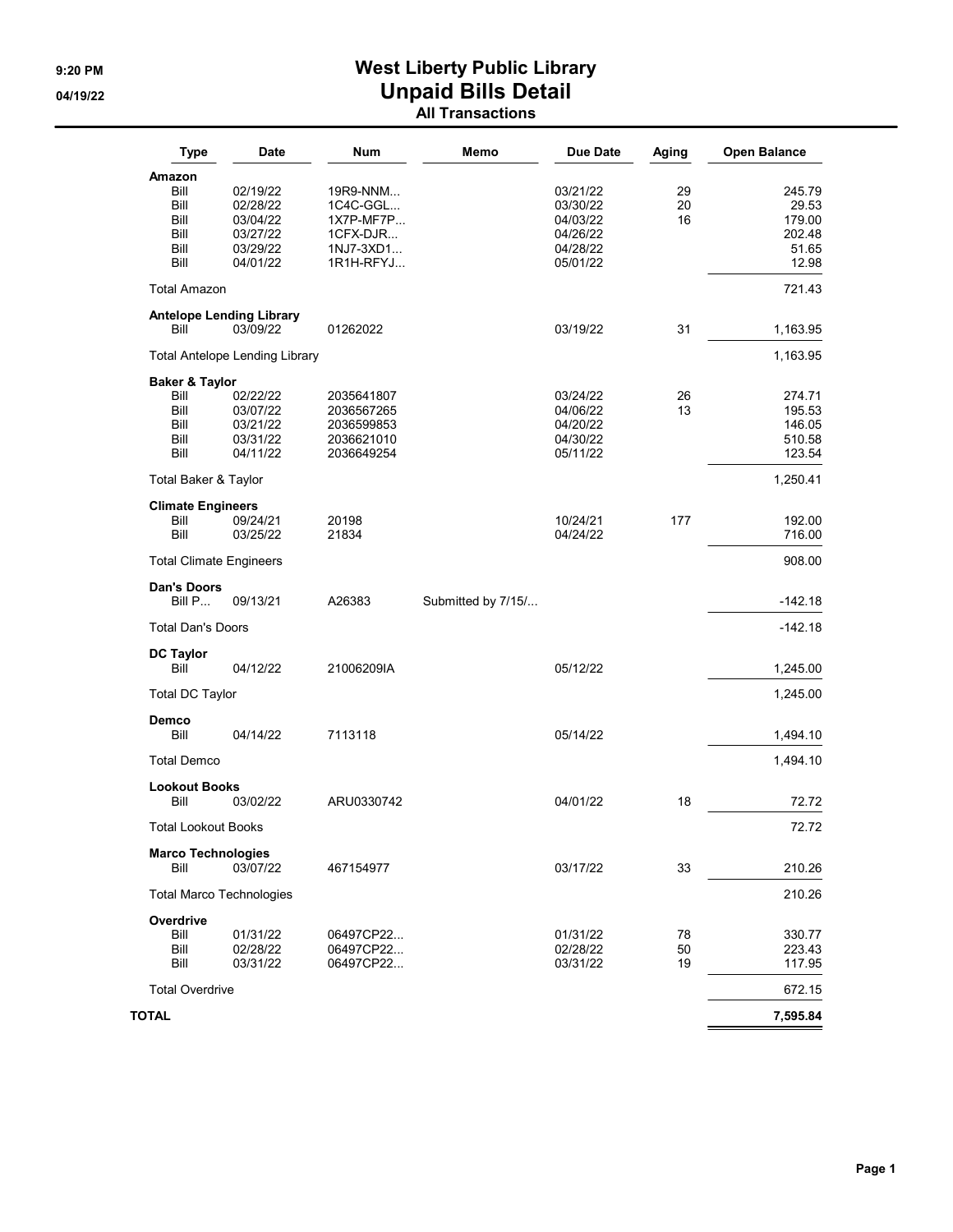# West Liberty Public Library
## Unpaid Bills Detail
### All Transactions

9:20 PM
04/19/22

| Type | Date | Num | Memo | Due Date | Aging | Open Balance |
|---|---|---|---|---|---|---|
| **Amazon** | | | | | | |
| Bill | 02/19/22 | 19R9-NNM... | | 03/21/22 | 29 | 245.79 |
| Bill | 02/28/22 | 1C4C-GGL... | | 03/30/22 | 20 | 29.53 |
| Bill | 03/04/22 | 1X7P-MF7P... | | 04/03/22 | 16 | 179.00 |
| Bill | 03/27/22 | 1CFX-DJR... | | 04/26/22 | | 202.48 |
| Bill | 03/29/22 | 1NJ7-3XD1... | | 04/28/22 | | 51.65 |
| Bill | 04/01/22 | 1R1H-RFYJ... | | 05/01/22 | | 12.98 |
| Total Amazon | | | | | | 721.43 |
| **Antelope Lending Library** | | | | | | |
| Bill | 03/09/22 | 01262022 | | 03/19/22 | 31 | 1,163.95 |
| Total Antelope Lending Library | | | | | | 1,163.95 |
| **Baker & Taylor** | | | | | | |
| Bill | 02/22/22 | 2035641807 | | 03/24/22 | 26 | 274.71 |
| Bill | 03/07/22 | 2036567265 | | 04/06/22 | 13 | 195.53 |
| Bill | 03/21/22 | 2036599853 | | 04/20/22 | | 146.05 |
| Bill | 03/31/22 | 2036621010 | | 04/30/22 | | 510.58 |
| Bill | 04/11/22 | 2036649254 | | 05/11/22 | | 123.54 |
| Total Baker & Taylor | | | | | | 1,250.41 |
| **Climate Engineers** | | | | | | |
| Bill | 09/24/21 | 20198 | | 10/24/21 | 177 | 192.00 |
| Bill | 03/25/22 | 21834 | | 04/24/22 | | 716.00 |
| Total Climate Engineers | | | | | | 908.00 |
| **Dan's Doors** | | | | | | |
| Bill P... | 09/13/21 | A26383 | Submitted by 7/15/... | | | -142.18 |
| Total Dan's Doors | | | | | | -142.18 |
| **DC Taylor** | | | | | | |
| Bill | 04/12/22 | 21006209IA | | 05/12/22 | | 1,245.00 |
| Total DC Taylor | | | | | | 1,245.00 |
| **Demco** | | | | | | |
| Bill | 04/14/22 | 7113118 | | 05/14/22 | | 1,494.10 |
| Total Demco | | | | | | 1,494.10 |
| **Lookout Books** | | | | | | |
| Bill | 03/02/22 | ARU0330742 | | 04/01/22 | 18 | 72.72 |
| Total Lookout Books | | | | | | 72.72 |
| **Marco Technologies** | | | | | | |
| Bill | 03/07/22 | 467154977 | | 03/17/22 | 33 | 210.26 |
| Total Marco Technologies | | | | | | 210.26 |
| **Overdrive** | | | | | | |
| Bill | 01/31/22 | 06497CP22... | | 01/31/22 | 78 | 330.77 |
| Bill | 02/28/22 | 06497CP22... | | 02/28/22 | 50 | 223.43 |
| Bill | 03/31/22 | 06497CP22... | | 03/31/22 | 19 | 117.95 |
| Total Overdrive | | | | | | 672.15 |
| **TOTAL** | | | | | | **7,595.84** |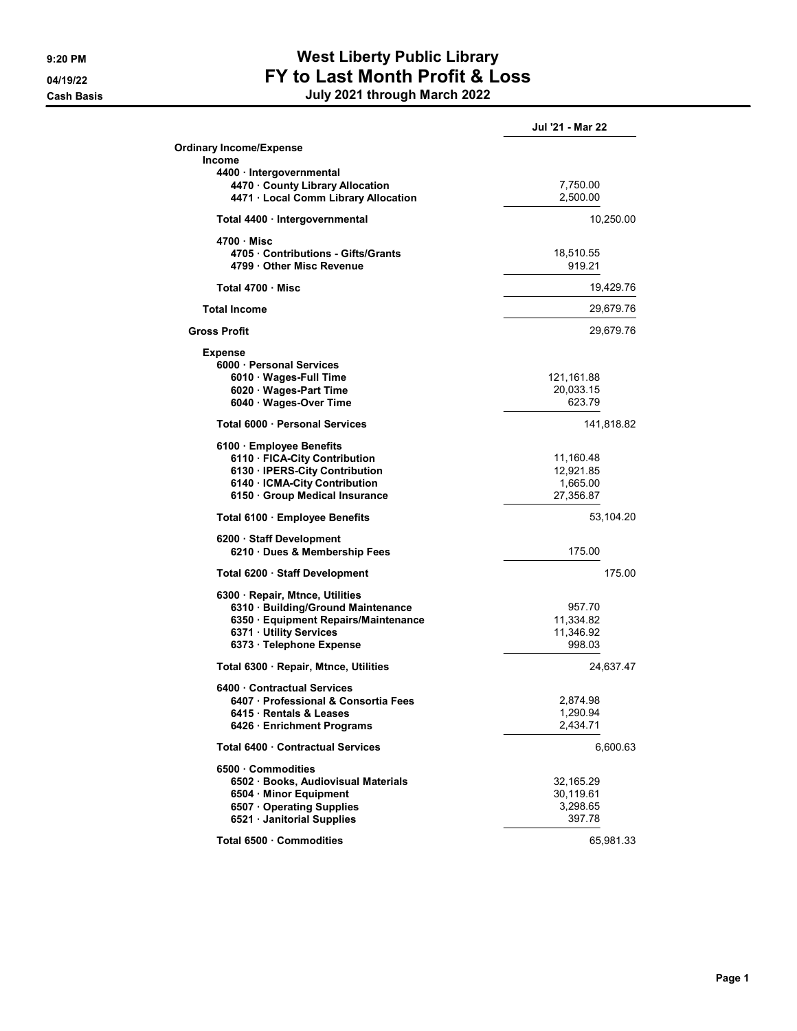# West Liberty Public Library
## FY to Last Month Profit & Loss
### July 2021 through March 2022

9:20 PM
04/19/22
Cash Basis

| | Jul '21 - Mar 22 | |
|---|---|---|
| **Ordinary Income/Expense** | | |
| **Income** | | |
| **4400 · Intergovernmental** | | |
| **4470 · County Library Allocation** | 7,750.00 | |
| **4471 · Local Comm Library Allocation** | 2,500.00 | |
| **Total 4400 · Intergovernmental** | | 10,250.00 |
| **4700 · Misc** | | |
| **4705 · Contributions - Gifts/Grants** | 18,510.55 | |
| **4799 · Other Misc Revenue** | 919.21 | |
| **Total 4700 · Misc** | | 19,429.76 |
| **Total Income** | | 29,679.76 |
| **Gross Profit** | | 29,679.76 |
| **Expense** | | |
| **6000 · Personal Services** | | |
| **6010 · Wages-Full Time** | 121,161.88 | |
| **6020 · Wages-Part Time** | 20,033.15 | |
| **6040 · Wages-Over Time** | 623.79 | |
| **Total 6000 · Personal Services** | | 141,818.82 |
| **6100 · Employee Benefits** | | |
| **6110 · FICA-City Contribution** | 11,160.48 | |
| **6130 · IPERS-City Contribution** | 12,921.85 | |
| **6140 · ICMA-City Contribution** | 1,665.00 | |
| **6150 · Group Medical Insurance** | 27,356.87 | |
| **Total 6100 · Employee Benefits** | | 53,104.20 |
| **6200 · Staff Development** | | |
| **6210 · Dues & Membership Fees** | 175.00 | |
| **Total 6200 · Staff Development** | | 175.00 |
| **6300 · Repair, Mtnce, Utilities** | | |
| **6310 · Building/Ground Maintenance** | 957.70 | |
| **6350 · Equipment Repairs/Maintenance** | 11,334.82 | |
| **6371 · Utility Services** | 11,346.92 | |
| **6373 · Telephone Expense** | 998.03 | |
| **Total 6300 · Repair, Mtnce, Utilities** | | 24,637.47 |
| **6400 · Contractual Services** | | |
| **6407 · Professional & Consortia Fees** | 2,874.98 | |
| **6415 · Rentals & Leases** | 1,290.94 | |
| **6426 · Enrichment Programs** | 2,434.71 | |
| **Total 6400 · Contractual Services** | | 6,600.63 |
| **6500 · Commodities** | | |
| **6502 · Books, Audiovisual Materials** | 32,165.29 | |
| **6504 · Minor Equipment** | 30,119.61 | |
| **6507 · Operating Supplies** | 3,298.65 | |
| **6521 · Janitorial Supplies** | 397.78 | |
| **Total 6500 · Commodities** | | 65,981.33 |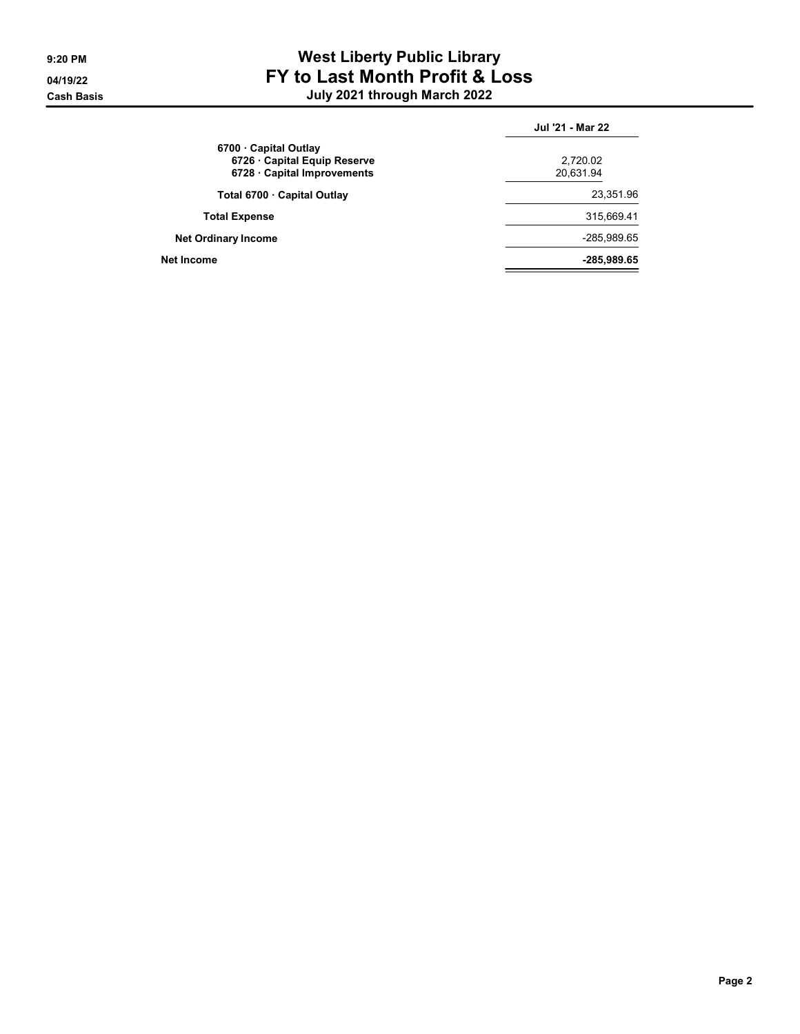# West Liberty Public Library

## FY to Last Month Profit & Loss

### July 2021 through March 2022

Cash Basis

| | Jul '21 - Mar 22 |
|---|---|
| 6700 · Capital Outlay | |
| 6726 · Capital Equip Reserve | 2,720.02 |
| 6728 · Capital Improvements | 20,631.94 |
| Total 6700 · Capital Outlay | 23,351.96 |
| Total Expense | 315,669.41 |
| Net Ordinary Income | -285,989.65 |
| Net Income | **-285,989.65** |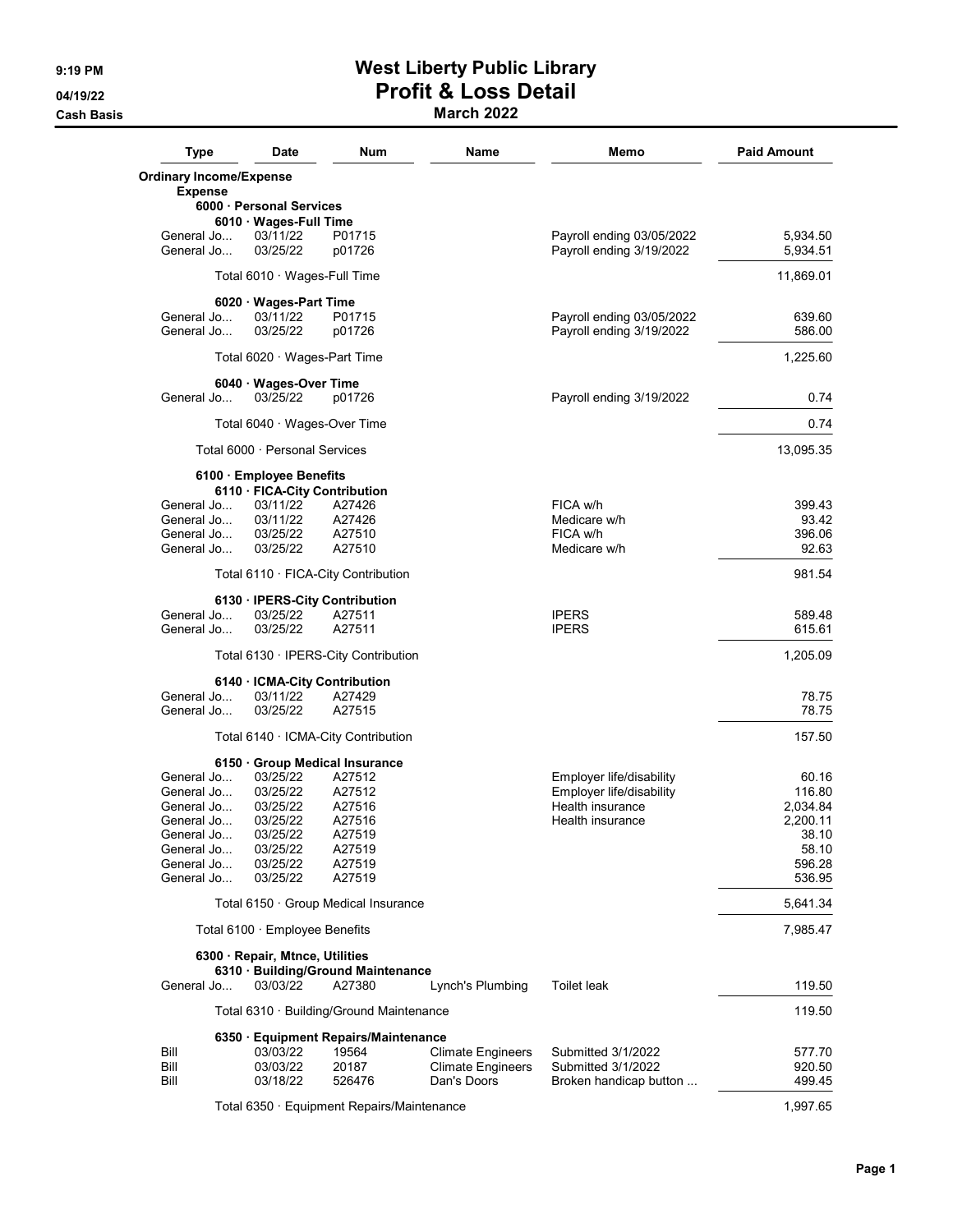# West Liberty Public Library

## Profit & Loss Detail

### March 2022

9:19 PM
04/19/22
Cash Basis

| Type | Date | Num | Name | Memo | Paid Amount |
|---|---|---|---|---|---|
| **Ordinary Income/Expense** | | | | | |
| **Expense** | | | | | |
| **6000 · Personal Services** | | | | | |
| **6010 · Wages-Full Time** | | | | | |
| General Jo... | 03/11/22 | P01715 | | Payroll ending 03/05/2022 | 5,934.50 |
| General Jo... | 03/25/22 | p01726 | | Payroll ending 3/19/2022 | 5,934.51 |
| Total 6010 · Wages-Full Time | | | | | 11,869.01 |
| **6020 · Wages-Part Time** | | | | | |
| General Jo... | 03/11/22 | P01715 | | Payroll ending 03/05/2022 | 639.60 |
| General Jo... | 03/25/22 | p01726 | | Payroll ending 3/19/2022 | 586.00 |
| Total 6020 · Wages-Part Time | | | | | 1,225.60 |
| **6040 · Wages-Over Time** | | | | | |
| General Jo... | 03/25/22 | p01726 | | Payroll ending 3/19/2022 | 0.74 |
| Total 6040 · Wages-Over Time | | | | | 0.74 |
| Total 6000 · Personal Services | | | | | 13,095.35 |
| **6100 · Employee Benefits** | | | | | |
| **6110 · FICA-City Contribution** | | | | | |
| General Jo... | 03/11/22 | A27426 | | FICA w/h | 399.43 |
| General Jo... | 03/11/22 | A27426 | | Medicare w/h | 93.42 |
| General Jo... | 03/25/22 | A27510 | | FICA w/h | 396.06 |
| General Jo... | 03/25/22 | A27510 | | Medicare w/h | 92.63 |
| Total 6110 · FICA-City Contribution | | | | | 981.54 |
| **6130 · IPERS-City Contribution** | | | | | |
| General Jo... | 03/25/22 | A27511 | | IPERS | 589.48 |
| General Jo... | 03/25/22 | A27511 | | IPERS | 615.61 |
| Total 6130 · IPERS-City Contribution | | | | | 1,205.09 |
| **6140 · ICMA-City Contribution** | | | | | |
| General Jo... | 03/11/22 | A27429 | | | 78.75 |
| General Jo... | 03/25/22 | A27515 | | | 78.75 |
| Total 6140 · ICMA-City Contribution | | | | | 157.50 |
| **6150 · Group Medical Insurance** | | | | | |
| General Jo... | 03/25/22 | A27512 | | Employer life/disability | 60.16 |
| General Jo... | 03/25/22 | A27512 | | Employer life/disability | 116.80 |
| General Jo... | 03/25/22 | A27516 | | Health insurance | 2,034.84 |
| General Jo... | 03/25/22 | A27516 | | Health insurance | 2,200.11 |
| General Jo... | 03/25/22 | A27519 | | | 38.10 |
| General Jo... | 03/25/22 | A27519 | | | 58.10 |
| General Jo... | 03/25/22 | A27519 | | | 596.28 |
| General Jo... | 03/25/22 | A27519 | | | 536.95 |
| Total 6150 · Group Medical Insurance | | | | | 5,641.34 |
| Total 6100 · Employee Benefits | | | | | 7,985.47 |
| **6300 · Repair, Mtnce, Utilities** | | | | | |
| **6310 · Building/Ground Maintenance** | | | | | |
| General Jo... | 03/03/22 | A27380 | Lynch's Plumbing | Toilet leak | 119.50 |
| Total 6310 · Building/Ground Maintenance | | | | | 119.50 |
| **6350 · Equipment Repairs/Maintenance** | | | | | |
| Bill | 03/03/22 | 19564 | Climate Engineers | Submitted 3/1/2022 | 577.70 |
| Bill | 03/03/22 | 20187 | Climate Engineers | Submitted 3/1/2022 | 920.50 |
| Bill | 03/18/22 | 526476 | Dan's Doors | Broken handicap button ... | 499.45 |
| Total 6350 · Equipment Repairs/Maintenance | | | | | 1,997.65 |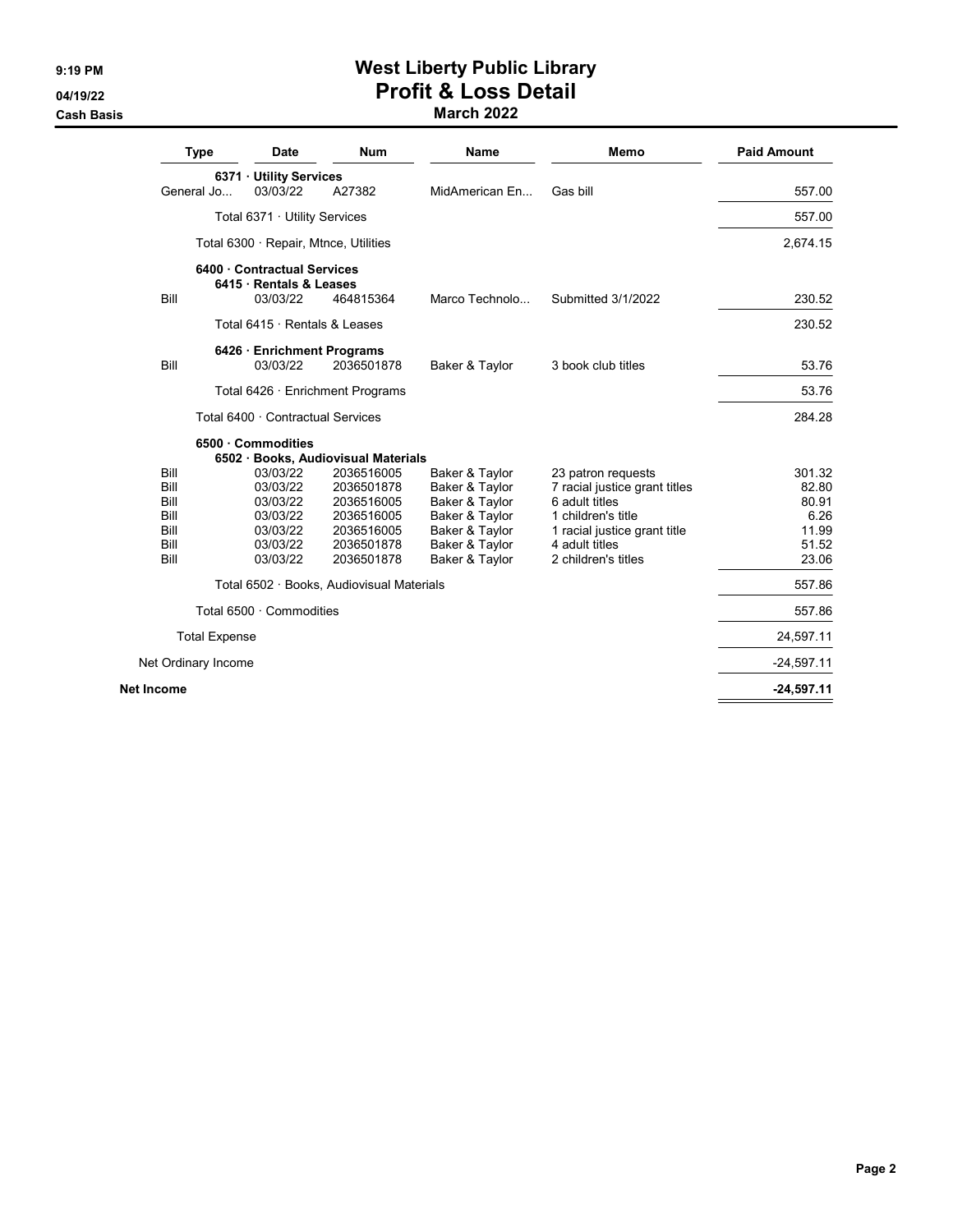# West Liberty Public Library
## Profit & Loss Detail
### March 2022

Cash Basis

| Type | Date | Num | Name | Memo | Paid Amount |
|---|---|---|---|---|---|
| **6371 · Utility Services** | | | | | |
| General Jo... | 03/03/22 | A27382 | MidAmerican En... | Gas bill | 557.00 |
| Total 6371 · Utility Services | | | | | 557.00 |
| Total 6300 · Repair, Mtnce, Utilities | | | | | 2,674.15 |
| **6400 · Contractual Services** | | | | | |
| **6415 · Rentals & Leases** | | | | | |
| Bill | 03/03/22 | 464815364 | Marco Technolo... | Submitted 3/1/2022 | 230.52 |
| Total 6415 · Rentals & Leases | | | | | 230.52 |
| **6426 · Enrichment Programs** | | | | | |
| Bill | 03/03/22 | 2036501878 | Baker & Taylor | 3 book club titles | 53.76 |
| Total 6426 · Enrichment Programs | | | | | 53.76 |
| Total 6400 · Contractual Services | | | | | 284.28 |
| **6500 · Commodities** | | | | | |
| **6502 · Books, Audiovisual Materials** | | | | | |
| Bill | 03/03/22 | 2036516005 | Baker & Taylor | 23 patron requests | 301.32 |
| Bill | 03/03/22 | 2036501878 | Baker & Taylor | 7 racial justice grant titles | 82.80 |
| Bill | 03/03/22 | 2036516005 | Baker & Taylor | 6 adult titles | 80.91 |
| Bill | 03/03/22 | 2036516005 | Baker & Taylor | 1 children's title | 6.26 |
| Bill | 03/03/22 | 2036516005 | Baker & Taylor | 1 racial justice grant title | 11.99 |
| Bill | 03/03/22 | 2036501878 | Baker & Taylor | 4 adult titles | 51.52 |
| Bill | 03/03/22 | 2036501878 | Baker & Taylor | 2 children's titles | 23.06 |
| Total 6502 · Books, Audiovisual Materials | | | | | 557.86 |
| Total 6500 · Commodities | | | | | 557.86 |
| Total Expense | | | | | 24,597.11 |
| Net Ordinary Income | | | | | -24,597.11 |
| **Net Income** | | | | | **-24,597.11** |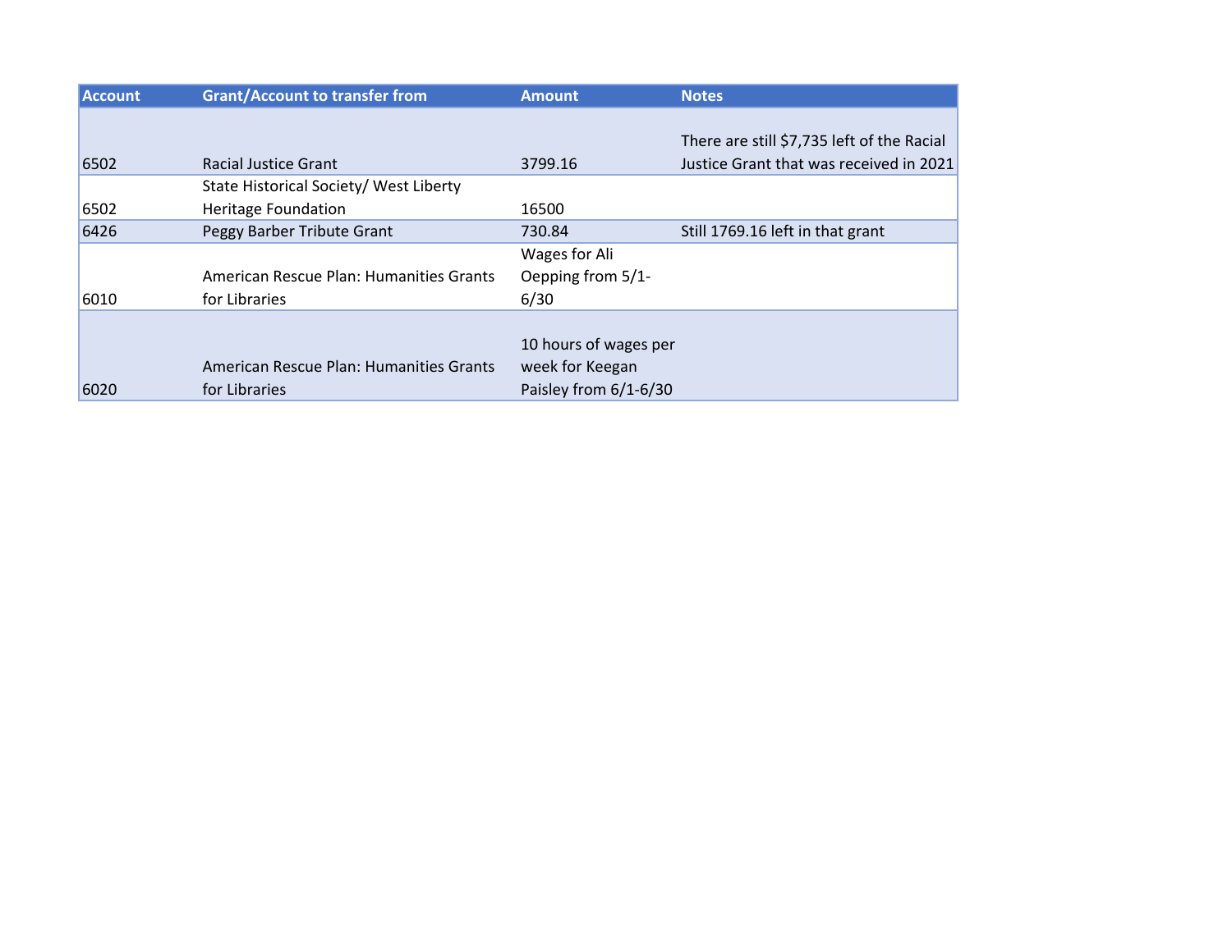| Account | Grant/Account to transfer from | Amount | Notes |
| --- | --- | --- | --- |
| 6502 | Racial Justice Grant | 3799.16 | There are still $7,735 left of the Racial Justice Grant that was received in 2021 |
| 6502 | State Historical Society/ West Liberty Heritage Foundation | 16500 | |
| 6426 | Peggy Barber Tribute Grant | 730.84 | Still 1769.16 left in that grant |
| 6010 | American Rescue Plan: Humanities Grants for Libraries | Wages for Ali Oepping from 5/1-6/30 | |
| 6020 | American Rescue Plan: Humanities Grants for Libraries | 10 hours of wages per week for Keegan Paisley from 6/1-6/30 | |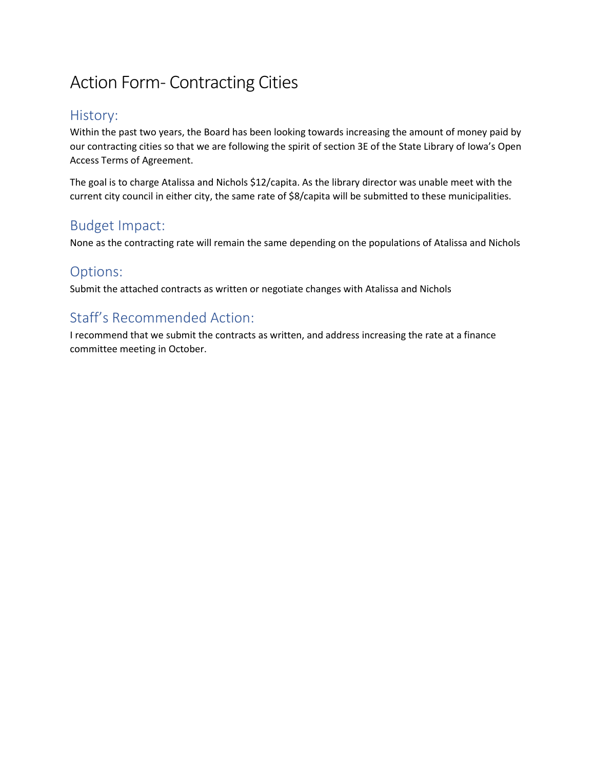# Action Form- Contracting Cities

## History:

Within the past two years, the Board has been looking towards increasing the amount of money paid by our contracting cities so that we are following the spirit of section 3E of the State Library of Iowa's Open Access Terms of Agreement.

The goal is to charge Atalissa and Nichols $12/capita. As the library director was unable meet with the current city council in either city, the same rate of $8/capita will be submitted to these municipalities.

## Budget Impact:

None as the contracting rate will remain the same depending on the populations of Atalissa and Nichols

## Options:

Submit the attached contracts as written or negotiate changes with Atalissa and Nichols

## Staff's Recommended Action:

I recommend that we submit the contracts as written, and address increasing the rate at a finance committee meeting in October.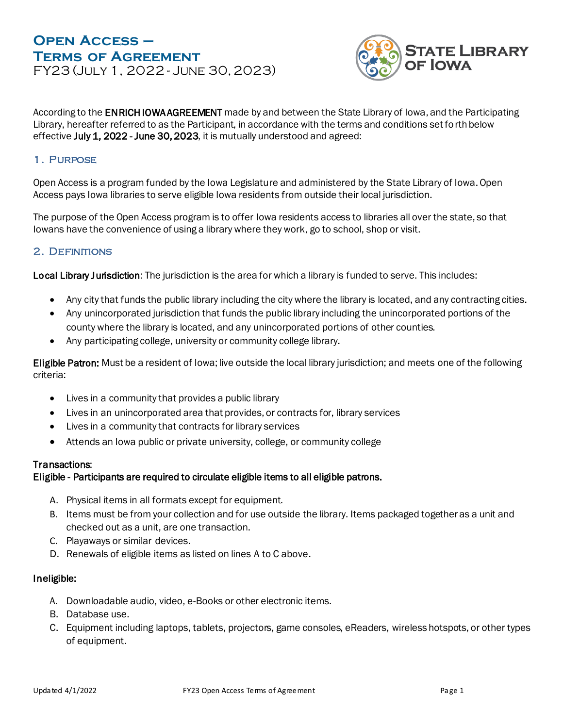# Open Access – Terms of Agreement

FY23 (July 1, 2022 - June 30, 2023)

According to the **ENRICH IOWA AGREEMENT** made by and between the State Library of Iowa, and the Participating Library, hereafter referred to as the Participant, in accordance with the terms and conditions set forth below effective **July 1, 2022 - June 30, 2023**, it is mutually understood and agreed:

## 1. Purpose

Open Access is a program funded by the Iowa Legislature and administered by the State Library of Iowa. Open Access pays Iowa libraries to serve eligible Iowa residents from outside their local jurisdiction.

The purpose of the Open Access program is to offer Iowa residents access to libraries all over the state, so that Iowans have the convenience of using a library where they work, go to school, shop or visit.

## 2. Definitions

**Local Library Jurisdiction**: The jurisdiction is the area for which a library is funded to serve. This includes:

- Any city that funds the public library including the city where the library is located, and any contracting cities.
- Any unincorporated jurisdiction that funds the public library including the unincorporated portions of the county where the library is located, and any unincorporated portions of other counties.
- Any participating college, university or community college library.

**Eligible Patron:** Must be a resident of Iowa; live outside the local library jurisdiction; and meets one of the following criteria:

- Lives in a community that provides a public library
- Lives in an unincorporated area that provides, or contracts for, library services
- Lives in a community that contracts for library services
- Attends an Iowa public or private university, college, or community college

**Transactions**:

**Eligible - Participants are required to circulate eligible items to all eligible patrons.**

A. Physical items in all formats except for equipment.
B. Items must be from your collection and for use outside the library. Items packaged together as a unit and checked out as a unit, are one transaction.
C. Playaways or similar devices.
D. Renewals of eligible items as listed on lines A to C above.

**Ineligible:**

A. Downloadable audio, video, e-Books or other electronic items.
B. Database use.
C. Equipment including laptops, tablets, projectors, game consoles, eReaders, wireless hotspots, or other types of equipment.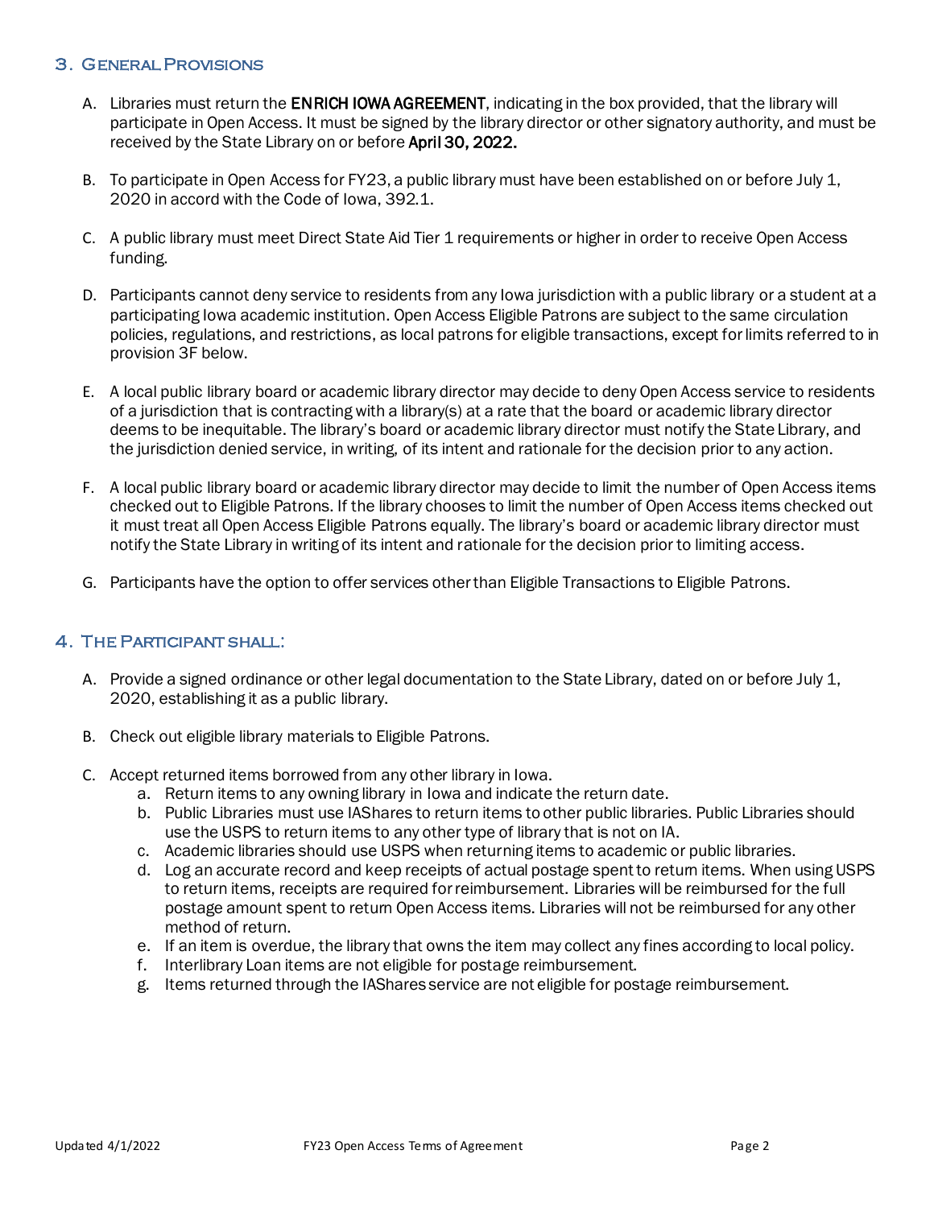## 3. General Provisions

A. Libraries must return the **ENRICH IOWA AGREEMENT**, indicating in the box provided, that the library will participate in Open Access. It must be signed by the library director or other signatory authority, and must be received by the State Library on or before **April 30, 2022.**

B. To participate in Open Access for FY23, a public library must have been established on or before July 1, 2020 in accord with the Code of Iowa, 392.1.

C. A public library must meet Direct State Aid Tier 1 requirements or higher in order to receive Open Access funding.

D. Participants cannot deny service to residents from any Iowa jurisdiction with a public library or a student at a participating Iowa academic institution. Open Access Eligible Patrons are subject to the same circulation policies, regulations, and restrictions, as local patrons for eligible transactions, except for limits referred to in provision 3F below.

E. A local public library board or academic library director may decide to deny Open Access service to residents of a jurisdiction that is contracting with a library(s) at a rate that the board or academic library director deems to be inequitable. The library's board or academic library director must notify the State Library, and the jurisdiction denied service, in writing, of its intent and rationale for the decision prior to any action.

F. A local public library board or academic library director may decide to limit the number of Open Access items checked out to Eligible Patrons. If the library chooses to limit the number of Open Access items checked out it must treat all Open Access Eligible Patrons equally. The library's board or academic library director must notify the State Library in writing of its intent and rationale for the decision prior to limiting access.

G. Participants have the option to offer services other than Eligible Transactions to Eligible Patrons.

## 4. The Participant shall:

A. Provide a signed ordinance or other legal documentation to the State Library, dated on or before July 1, 2020, establishing it as a public library.

B. Check out eligible library materials to Eligible Patrons.

C. Accept returned items borrowed from any other library in Iowa.
   a. Return items to any owning library in Iowa and indicate the return date.
   b. Public Libraries must use IAShares to return items to other public libraries. Public Libraries should use the USPS to return items to any other type of library that is not on IA.
   c. Academic libraries should use USPS when returning items to academic or public libraries.
   d. Log an accurate record and keep receipts of actual postage spent to return items. When using USPS to return items, receipts are required for reimbursement. Libraries will be reimbursed for the full postage amount spent to return Open Access items. Libraries will not be reimbursed for any other method of return.
   e. If an item is overdue, the library that owns the item may collect any fines according to local policy.
   f. Interlibrary Loan items are not eligible for postage reimbursement.
   g. Items returned through the IAShares service are not eligible for postage reimbursement.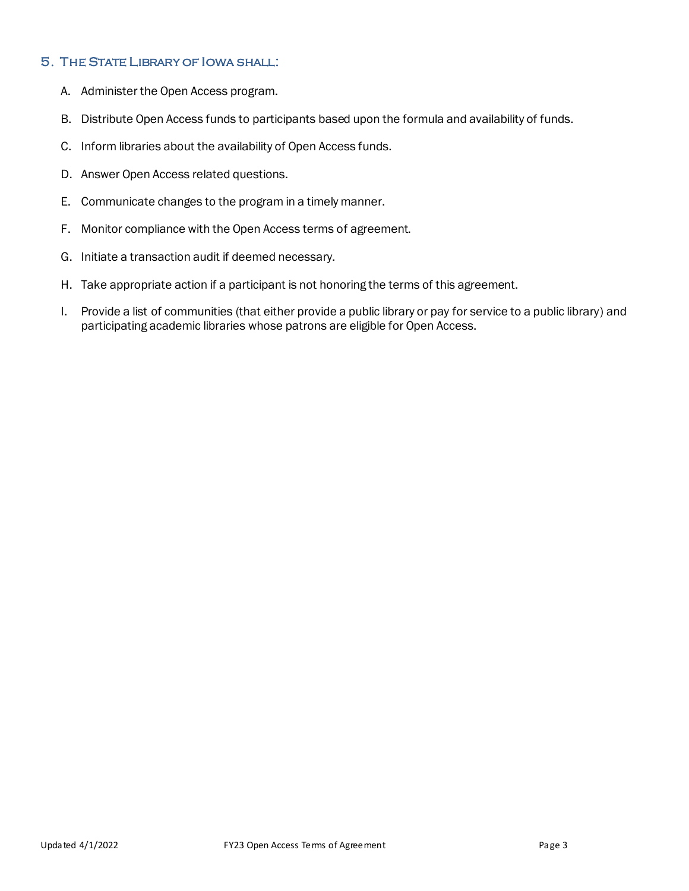## 5. The State Library of Iowa shall:

A. Administer the Open Access program.

B. Distribute Open Access funds to participants based upon the formula and availability of funds.

C. Inform libraries about the availability of Open Access funds.

D. Answer Open Access related questions.

E. Communicate changes to the program in a timely manner.

F. Monitor compliance with the Open Access terms of agreement.

G. Initiate a transaction audit if deemed necessary.

H. Take appropriate action if a participant is not honoring the terms of this agreement.

I. Provide a list of communities (that either provide a public library or pay for service to a public library) and participating academic libraries whose patrons are eligible for Open Access.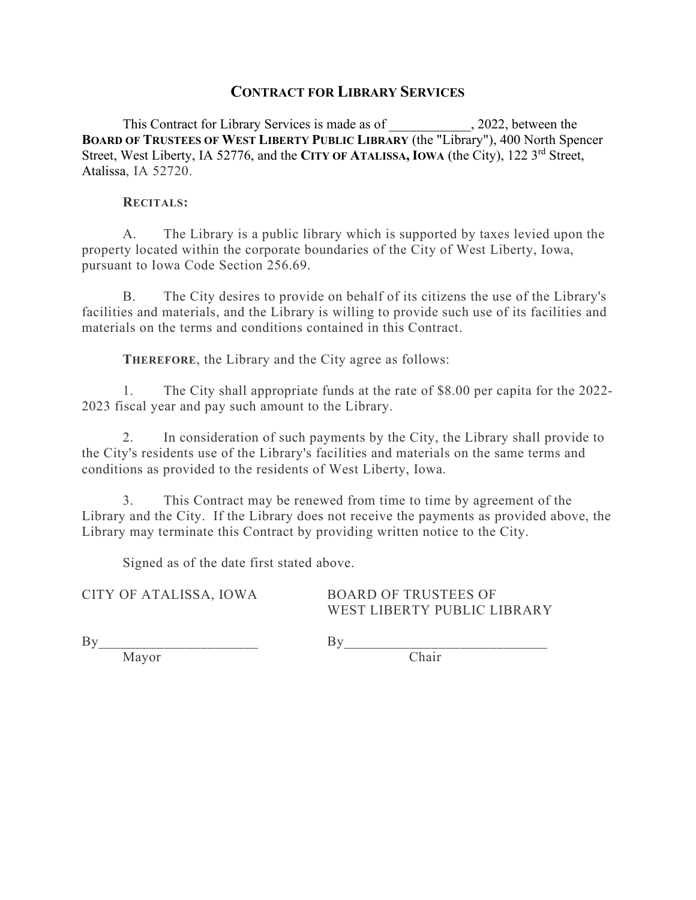# Contract for Library Services

This Contract for Library Services is made as of ____________, 2022, between the **Board of Trustees of West Liberty Public Library** (the "Library"), 400 North Spencer Street, West Liberty, IA 52776, and the **City of Atalissa, Iowa** (the City), 122 3rd Street, Atalissa, IA 52720.

**Recitals:**

A. The Library is a public library which is supported by taxes levied upon the property located within the corporate boundaries of the City of West Liberty, Iowa, pursuant to Iowa Code Section 256.69.

B. The City desires to provide on behalf of its citizens the use of the Library's facilities and materials, and the Library is willing to provide such use of its facilities and materials on the terms and conditions contained in this Contract.

**Therefore**, the Library and the City agree as follows:

1. The City shall appropriate funds at the rate of $8.00 per capita for the 2022-2023 fiscal year and pay such amount to the Library.

2. In consideration of such payments by the City, the Library shall provide to the City's residents use of the Library's facilities and materials on the same terms and conditions as provided to the residents of West Liberty, Iowa.

3. This Contract may be renewed from time to time by agreement of the Library and the City. If the Library does not receive the payments as provided above, the Library may terminate this Contract by providing written notice to the City.

Signed as of the date first stated above.

CITY OF ATALISSA, IOWA

By______________________
Mayor

BOARD OF TRUSTEES OF
WEST LIBERTY PUBLIC LIBRARY

By____________________________
Chair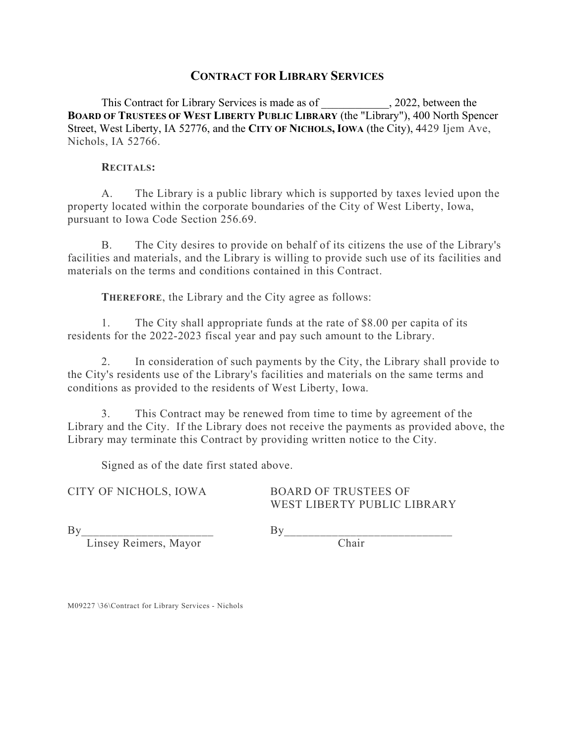# CONTRACT FOR LIBRARY SERVICES

This Contract for Library Services is made as of ____________, 2022, between the **BOARD OF TRUSTEES OF WEST LIBERTY PUBLIC LIBRARY** (the "Library"), 400 North Spencer Street, West Liberty, IA 52776, and the **CITY OF NICHOLS, IOWA** (the City), 4429 Ijem Ave, Nichols, IA 52766.

**RECITALS:**

A. The Library is a public library which is supported by taxes levied upon the property located within the corporate boundaries of the City of West Liberty, Iowa, pursuant to Iowa Code Section 256.69.

B. The City desires to provide on behalf of its citizens the use of the Library's facilities and materials, and the Library is willing to provide such use of its facilities and materials on the terms and conditions contained in this Contract.

**THEREFORE**, the Library and the City agree as follows:

1. The City shall appropriate funds at the rate of $8.00 per capita of its residents for the 2022-2023 fiscal year and pay such amount to the Library.

2. In consideration of such payments by the City, the Library shall provide to the City's residents use of the Library's facilities and materials on the same terms and conditions as provided to the residents of West Liberty, Iowa.

3. This Contract may be renewed from time to time by agreement of the Library and the City. If the Library does not receive the payments as provided above, the Library may terminate this Contract by providing written notice to the City.

Signed as of the date first stated above.

CITY OF NICHOLS, IOWA

By______________________
Linsey Reimers, Mayor

BOARD OF TRUSTEES OF
WEST LIBERTY PUBLIC LIBRARY

By____________________________
Chair

M09227 \36\Contract for Library Services - Nichols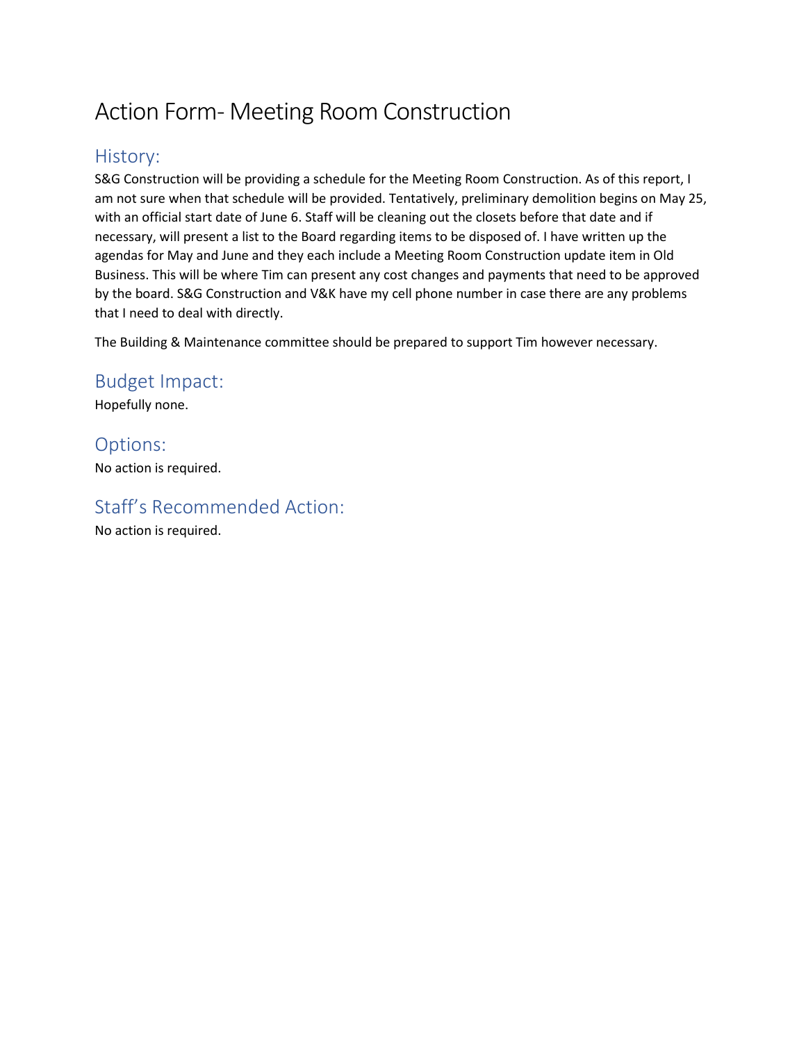# Action Form- Meeting Room Construction

## History:

S&G Construction will be providing a schedule for the Meeting Room Construction. As of this report, I am not sure when that schedule will be provided. Tentatively, preliminary demolition begins on May 25, with an official start date of June 6. Staff will be cleaning out the closets before that date and if necessary, will present a list to the Board regarding items to be disposed of. I have written up the agendas for May and June and they each include a Meeting Room Construction update item in Old Business. This will be where Tim can present any cost changes and payments that need to be approved by the board. S&G Construction and V&K have my cell phone number in case there are any problems that I need to deal with directly.

The Building & Maintenance committee should be prepared to support Tim however necessary.

## Budget Impact:

Hopefully none.

## Options:

No action is required.

## Staff's Recommended Action:

No action is required.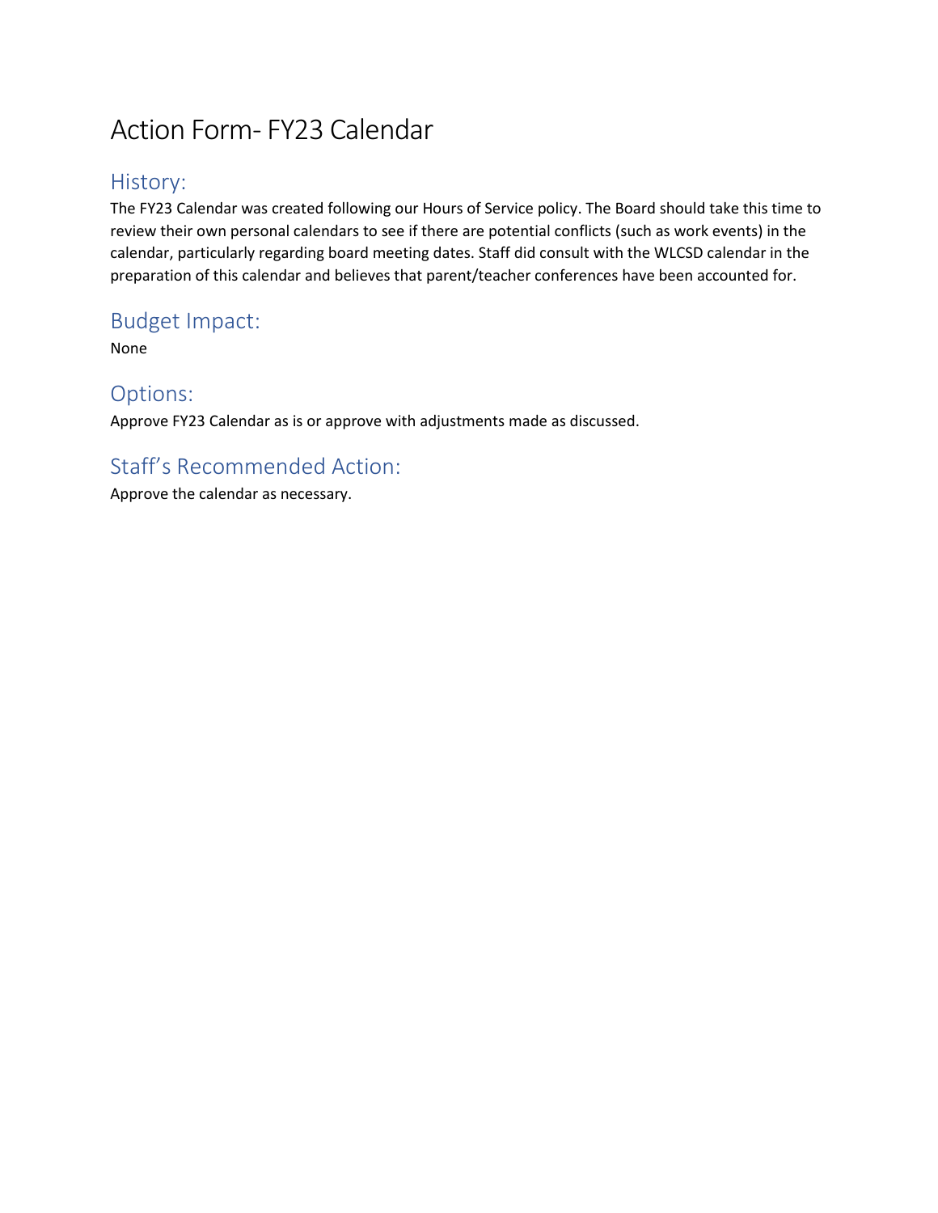# Action Form- FY23 Calendar

## History:

The FY23 Calendar was created following our Hours of Service policy. The Board should take this time to review their own personal calendars to see if there are potential conflicts (such as work events) in the calendar, particularly regarding board meeting dates. Staff did consult with the WLCSD calendar in the preparation of this calendar and believes that parent/teacher conferences have been accounted for.

## Budget Impact:

None

## Options:

Approve FY23 Calendar as is or approve with adjustments made as discussed.

## Staff's Recommended Action:

Approve the calendar as necessary.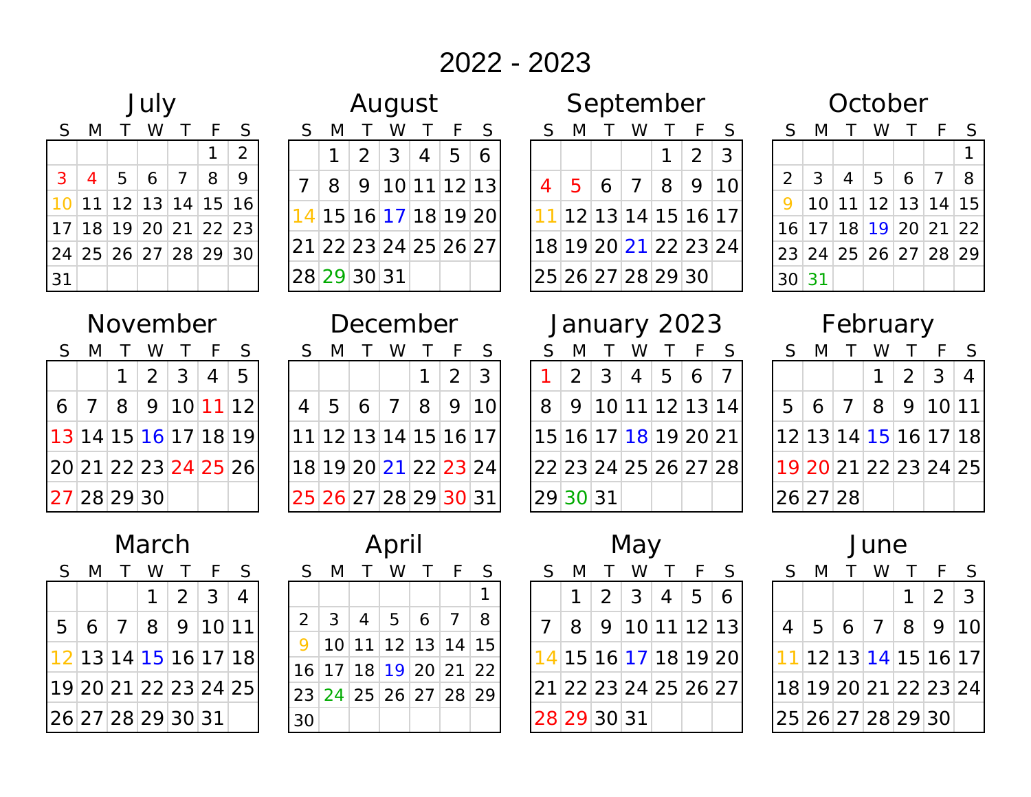# 2022 - 2023

## July

| S | M | T | W | T | F | S |
|---|---|---|---|---|---|---|
| | | | | | 1 | 2 |
| 3 | 4 | 5 | 6 | 7 | 8 | 9 |
| 10 | 11 | 12 | 13 | 14 | 15 | 16 |
| 17 | 18 | 19 | 20 | 21 | 22 | 23 |
| 24 | 25 | 26 | 27 | 28 | 29 | 30 |
| 31 | | | | | | |

## August

| S | M | T | W | T | F | S |
|---|---|---|---|---|---|---|
| | 1 | 2 | 3 | 4 | 5 | 6 |
| 7 | 8 | 9 | 10 | 11 | 12 | 13 |
| 14 | 15 | 16 | 17 | 18 | 19 | 20 |
| 21 | 22 | 23 | 24 | 25 | 26 | 27 |
| 28 | 29 | 30 | 31 | | | |

## September

| S | M | T | W | T | F | S |
|---|---|---|---|---|---|---|
| | | | | 1 | 2 | 3 |
| 4 | 5 | 6 | 7 | 8 | 9 | 10 |
| 11 | 12 | 13 | 14 | 15 | 16 | 17 |
| 18 | 19 | 20 | 21 | 22 | 23 | 24 |
| 25 | 26 | 27 | 28 | 29 | 30 | |

## October

| S | M | T | W | T | F | S |
|---|---|---|---|---|---|---|
| | | | | | | 1 |
| 2 | 3 | 4 | 5 | 6 | 7 | 8 |
| 9 | 10 | 11 | 12 | 13 | 14 | 15 |
| 16 | 17 | 18 | 19 | 20 | 21 | 22 |
| 23 | 24 | 25 | 26 | 27 | 28 | 29 |
| 30 | 31 | | | | | |

## November

| S | M | T | W | T | F | S |
|---|---|---|---|---|---|---|
| | | 1 | 2 | 3 | 4 | 5 |
| 6 | 7 | 8 | 9 | 10 | 11 | 12 |
| 13 | 14 | 15 | 16 | 17 | 18 | 19 |
| 20 | 21 | 22 | 23 | 24 | 25 | 26 |
| 27 | 28 | 29 | 30 | | | |

## December

| S | M | T | W | T | F | S |
|---|---|---|---|---|---|---|
| | | | | 1 | 2 | 3 |
| 4 | 5 | 6 | 7 | 8 | 9 | 10 |
| 11 | 12 | 13 | 14 | 15 | 16 | 17 |
| 18 | 19 | 20 | 21 | 22 | 23 | 24 |
| 25 | 26 | 27 | 28 | 29 | 30 | 31 |

## January 2023

| S | M | T | W | T | F | S |
|---|---|---|---|---|---|---|
| 1 | 2 | 3 | 4 | 5 | 6 | 7 |
| 8 | 9 | 10 | 11 | 12 | 13 | 14 |
| 15 | 16 | 17 | 18 | 19 | 20 | 21 |
| 22 | 23 | 24 | 25 | 26 | 27 | 28 |
| 29 | 30 | 31 | | | | |

## February

| S | M | T | W | T | F | S |
|---|---|---|---|---|---|---|
| | | | 1 | 2 | 3 | 4 |
| 5 | 6 | 7 | 8 | 9 | 10 | 11 |
| 12 | 13 | 14 | 15 | 16 | 17 | 18 |
| 19 | 20 | 21 | 22 | 23 | 24 | 25 |
| 26 | 27 | 28 | | | | |

## March

| S | M | T | W | T | F | S |
|---|---|---|---|---|---|---|
| | | | 1 | 2 | 3 | 4 |
| 5 | 6 | 7 | 8 | 9 | 10 | 11 |
| 12 | 13 | 14 | 15 | 16 | 17 | 18 |
| 19 | 20 | 21 | 22 | 23 | 24 | 25 |
| 26 | 27 | 28 | 29 | 30 | 31 | |

## April

| S | M | T | W | T | F | S |
|---|---|---|---|---|---|---|
| | | | | | | 1 |
| 2 | 3 | 4 | 5 | 6 | 7 | 8 |
| 9 | 10 | 11 | 12 | 13 | 14 | 15 |
| 16 | 17 | 18 | 19 | 20 | 21 | 22 |
| 23 | 24 | 25 | 26 | 27 | 28 | 29 |
| 30 | | | | | | |

## May

| S | M | T | W | T | F | S |
|---|---|---|---|---|---|---|
| | 1 | 2 | 3 | 4 | 5 | 6 |
| 7 | 8 | 9 | 10 | 11 | 12 | 13 |
| 14 | 15 | 16 | 17 | 18 | 19 | 20 |
| 21 | 22 | 23 | 24 | 25 | 26 | 27 |
| 28 | 29 | 30 | 31 | | | |

## June

| S | M | T | W | T | F | S |
|---|---|---|---|---|---|---|
| | | | | 1 | 2 | 3 |
| 4 | 5 | 6 | 7 | 8 | 9 | 10 |
| 11 | 12 | 13 | 14 | 15 | 16 | 17 |
| 18 | 19 | 20 | 21 | 22 | 23 | 24 |
| 25 | 26 | 27 | 28 | 29 | 30 | |